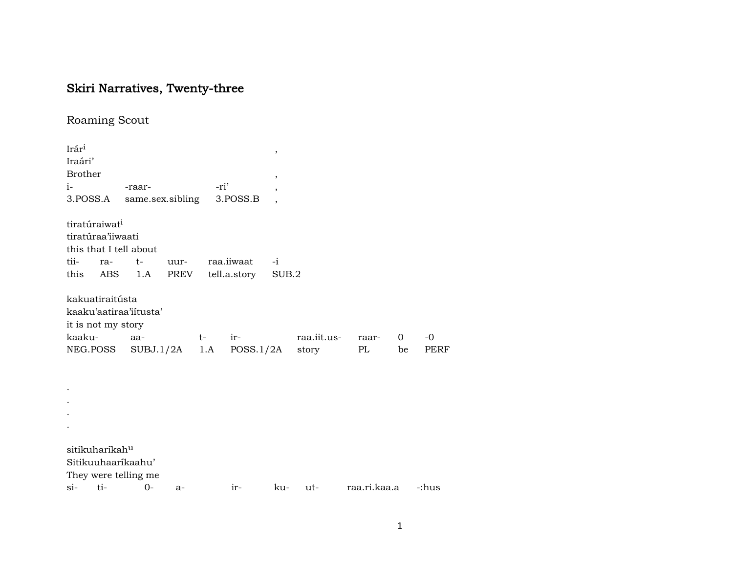# Skiri Narratives, Twenty-three

## Roaming Scout

Irár$^{i}$ ,
Iraári'
Brother ,

| i- | -raar- | -ri' | , |
|---|---|---|---|
| 3.POSS.A | same.sex.sibling | 3.POSS.B | , |

tiratúraiwat$^{i}$
tiratúraa'iiwaati
this that I tell about

| tii- | ra- | t- | uur- | raa.iiwaat | -i |
|---|---|---|---|---|---|
| this | ABS | 1.A | PREV | tell.a.story | SUB.2 |

kakuatiraitústa
kaaku'aatiraa'iítusta'
it is not my story

| kaaku- | aa- | t- | ir- | raa.iit.us- | raar- | 0 | -0 |
|---|---|---|---|---|---|---|---|
| NEG.POSS | SUBJ.1/2A | 1.A | POSS.1/2A | story | PL | be | PERF |

.
.
.
.

sitikuharíkah$^{u}$
Sitikuuhaaríkaahu'
They were telling me

| si- | ti- | 0- | a- | ir- | ku- | ut- | raa.ri.kaa.a | -:hus |
|---|---|---|---|---|---|---|---|---|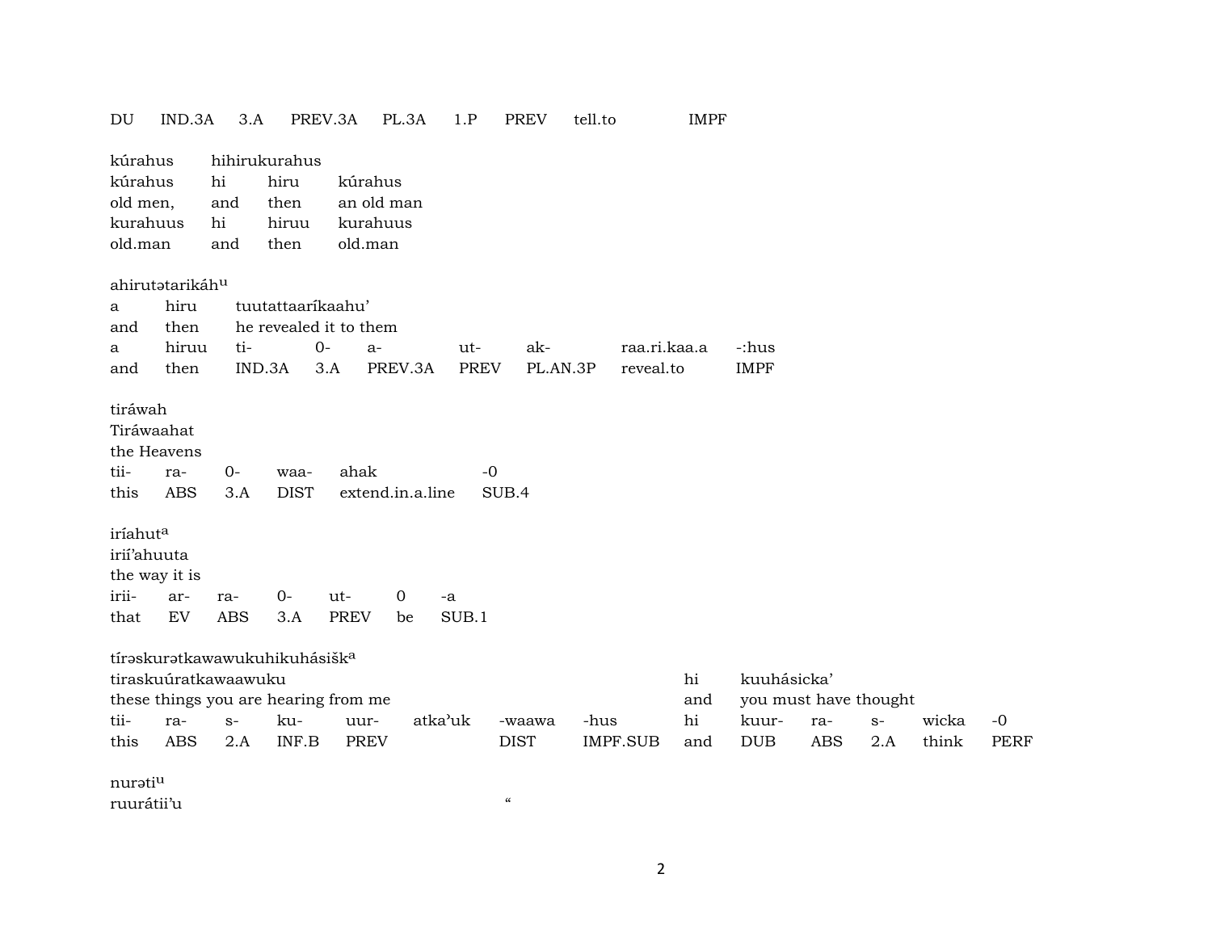| DU | IND.3A | 3.A | PREV.3A | PL.3A | 1.P | PREV | tell.to | IMPF |
|---|---|---|---|---|---|---|---|---|

| kúrahus | hihirukurahus | | |
|---|---|---|---|
| kúrahus | hi | hiru | kúrahus |
| old men, | and | then | an old man |
| kurahuus | hi | hiruu | kurahuus |
| old.man | and | then | old.man |

ahirutətarikáh[u]

| a | hiru | tuutattaaríkaahu’ | | | | | | |
|---|---|---|---|---|---|---|---|---|
| and | then | he revealed it to them | | | | | | |
| a | hiruu | ti- | 0- | a- | ut- | ak- | raa.ri.kaa.a | -:hus |
| and | then | IND.3A | 3.A | PREV.3A | PREV | PL.AN.3P | reveal.to | IMPF |

tiráwah

| Tiráwaahat | | | | | |
|---|---|---|---|---|---|
| the Heavens | | | | | |
| tii- | ra- | 0- | waa- | ahak | -0 |
| this | ABS | 3.A | DIST | extend.in.a.line | SUB.4 |

iríahut[a]

| irií’ahuuta | | | | | | |
|---|---|---|---|---|---|---|
| the way it is | | | | | | |
| irii- | ar- | ra- | 0- | ut- | 0 | -a |
| that | EV | ABS | 3.A | PREV | be | SUB.1 |

tírəskurətkawawukuhikuhásišk[a]

| tiraskuúratkawaawuku | | | | | | | | hi | kuuhásicka’ | | | | |
|---|---|---|---|---|---|---|---|---|---|---|---|---|---|
| these things you are hearing from me | | | | | | | | and | you must have thought | | | | |
| tii- | ra- | s- | ku- | uur- | atka’uk | -waawa | -hus | hi | kuur- | ra- | s- | wicka | -0 |
| this | ABS | 2.A | INF.B | PREV | | DIST | IMPF.SUB | and | DUB | ABS | 2.A | think | PERF |

nurəti[u]

ruurátii’u “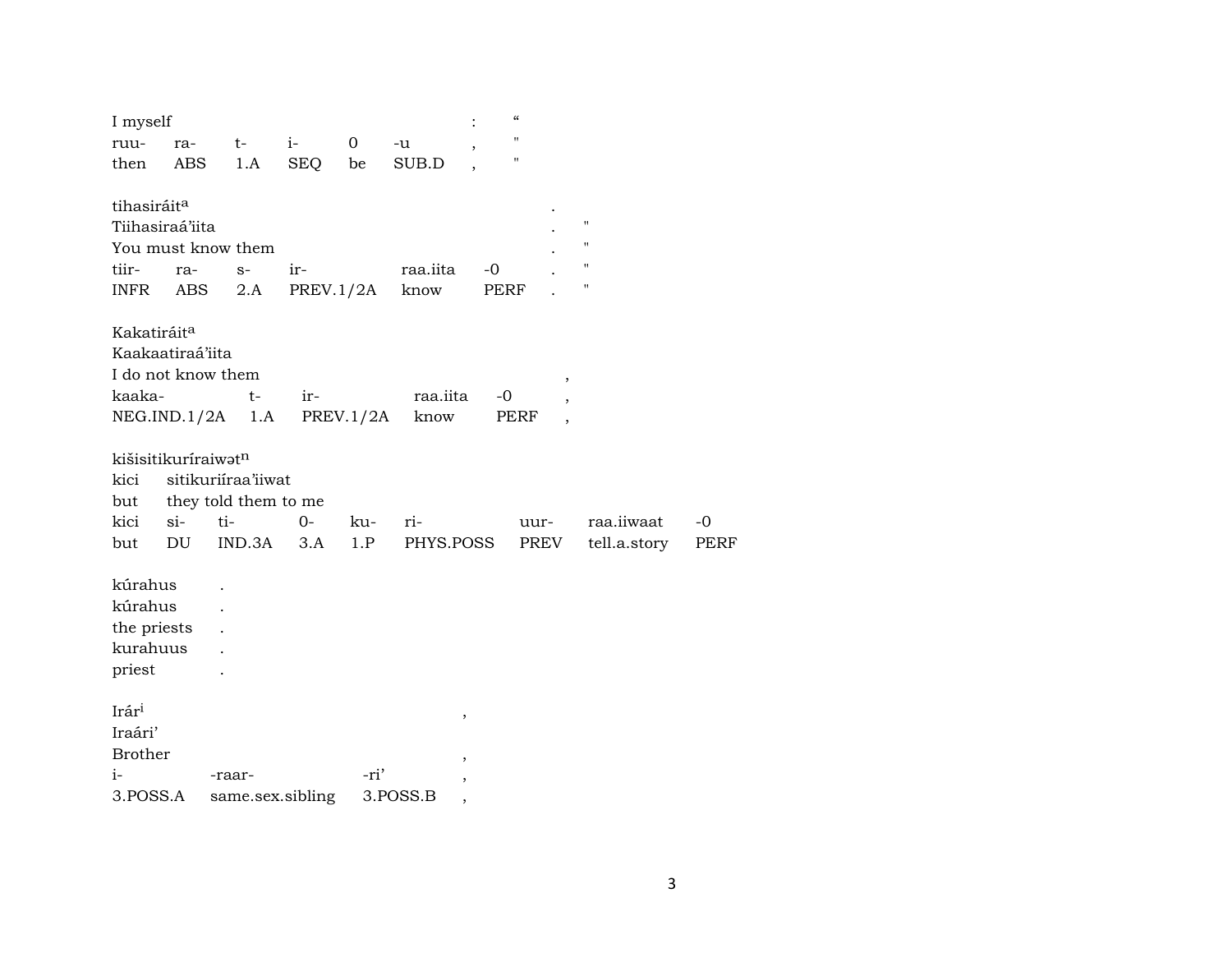I myself : “
ruu- ra- t- i- 0 -u , "
then ABS 1.A SEQ be SUB.D , "

tihasiráit[a] .
Tiihasiraá’iita . "
You must know them . "
tiir- ra- s- ir- raa.iita -0 . "
INFR ABS 2.A PREV.1/2A know PERF . "

Kakatiráit[a]
Kaakaatiraá’iita
I do not know them ,
kaaka- t- ir- raa.iita -0 ,
NEG.IND.1/2A 1.A PREV.1/2A know PERF ,

kišisitikuríraiwət[n]
kici sitikuriíraa’iiwat
but they told them to me
kici si- ti- 0- ku- ri- uur- raa.iiwaat -0
but DU IND.3A 3.A 1.P PHYS.POSS PREV tell.a.story PERF

kúrahus .
kúrahus .
the priests .
kurahuus .
priest .

Irár[i] ,
Iraári’
Brother ,
i- -raar- -ri’ ,
3.POSS.A same.sex.sibling 3.POSS.B ,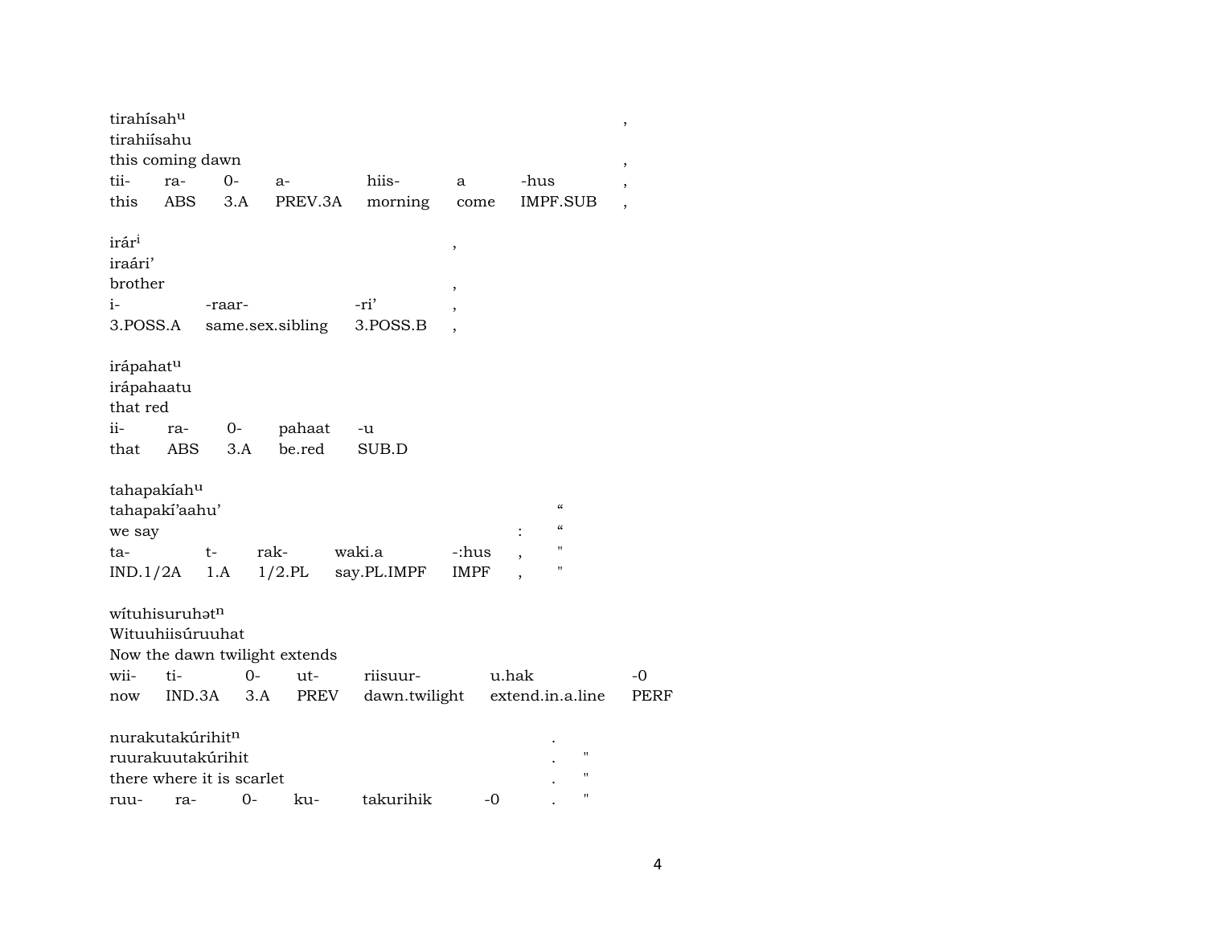tirahísah^u ,
tirahiísahu
this coming dawn ,

| tii- | ra- | 0- | a- | hiis- | a | -hus | , |
|---|---|---|---|---|---|---|---|
| this | ABS | 3.A | PREV.3A | morning | come | IMPF.SUB | , |

irár^i ,
iraári'
brother ,

| i- | -raar- | -ri' | , |
|---|---|---|---|
| 3.POSS.A | same.sex.sibling | 3.POSS.B | , |

irápahat^u
irápahaatu
that red

| ii- | ra- | 0- | pahaat | -u |
|---|---|---|---|---|
| that | ABS | 3.A | be.red | SUB.D |

tahapakíah^u
tahapakí'aahu' "
we say : "

| ta- | t- | rak- | waki.a | -:hus | , | " |
|---|---|---|---|---|---|---|
| IND.1/2A | 1.A | 1/2.PL | say.PL.IMPF | IMPF | , | " |

wítuhisuruhət^n
Wituuhiisúruuhat
Now the dawn twilight extends

| wii- | ti- | 0- | ut- | riisuur- | u.hak | -0 |
|---|---|---|---|---|---|---|
| now | IND.3A | 3.A | PREV | dawn.twilight | extend.in.a.line | PERF |

nurakutakúrihit^n .
ruurakuutakúrihit . "
there where it is scarlet . "

| ruu- | ra- | 0- | ku- | takurihik | -0 | . | " |
|---|---|---|---|---|---|---|---|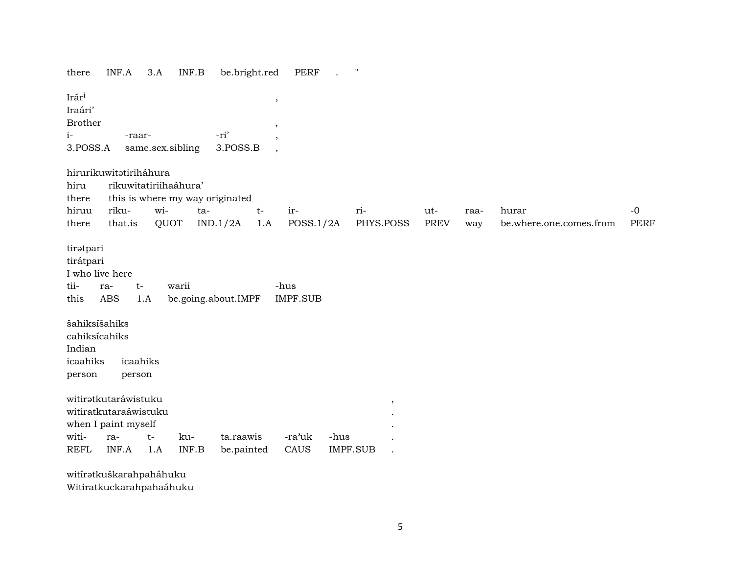there INF.A 3.A INF.B be.bright.red PERF . "

| Irár[i] | | | , |
|---|---|---|---|
| Iraári' | | | |
| Brother | | | , |
| i- | -raar- | -ri' | , |
| 3.POSS.A | same.sex.sibling | 3.POSS.B | , |

| hirurikuwitətiriháhura | | | | | | | | | | |
|---|---|---|---|---|---|---|---|---|---|---|
| hiru | rikuwitatiriihaáhura' | | | | | | | | | |
| there | this is where my way originated | | | | | | | | | |
| hiruu | riku- | wi- | ta- | t- | ir- | ri- | ut- | raa- | hurar | -0 |
| there | that.is | QUOT | IND.1/2A | 1.A | POSS.1/2A | PHYS.POSS | PREV | way | be.where.one.comes.from | PERF |

| tirətpari | | | | |
|---|---|---|---|---|
| tirátpari | | | | |
| I who live here | | | | |
| tii- | ra- | t- | warii | -hus |
| this | ABS | 1.A | be.going.about.IMPF | IMPF.SUB |

| šahiksíšahiks | |
|---|---|
| cahiksícahiks | |
| Indian | |
| icaahiks | icaahiks |
| person | person |

| witirətkutaráwistuku | | | | | | | , |
|---|---|---|---|---|---|---|---|
| witiratkutaraáwistuku | | | | | | | . |
| when I paint myself | | | | | | | . |
| witi- | ra- | t- | ku- | ta.raawis | -ra'uk | -hus | . |
| REFL | INF.A | 1.A | INF.B | be.painted | CAUS | IMPF.SUB | . |

witírətkuškarahpaháhuku
Witiratkuckarahpahaáhuku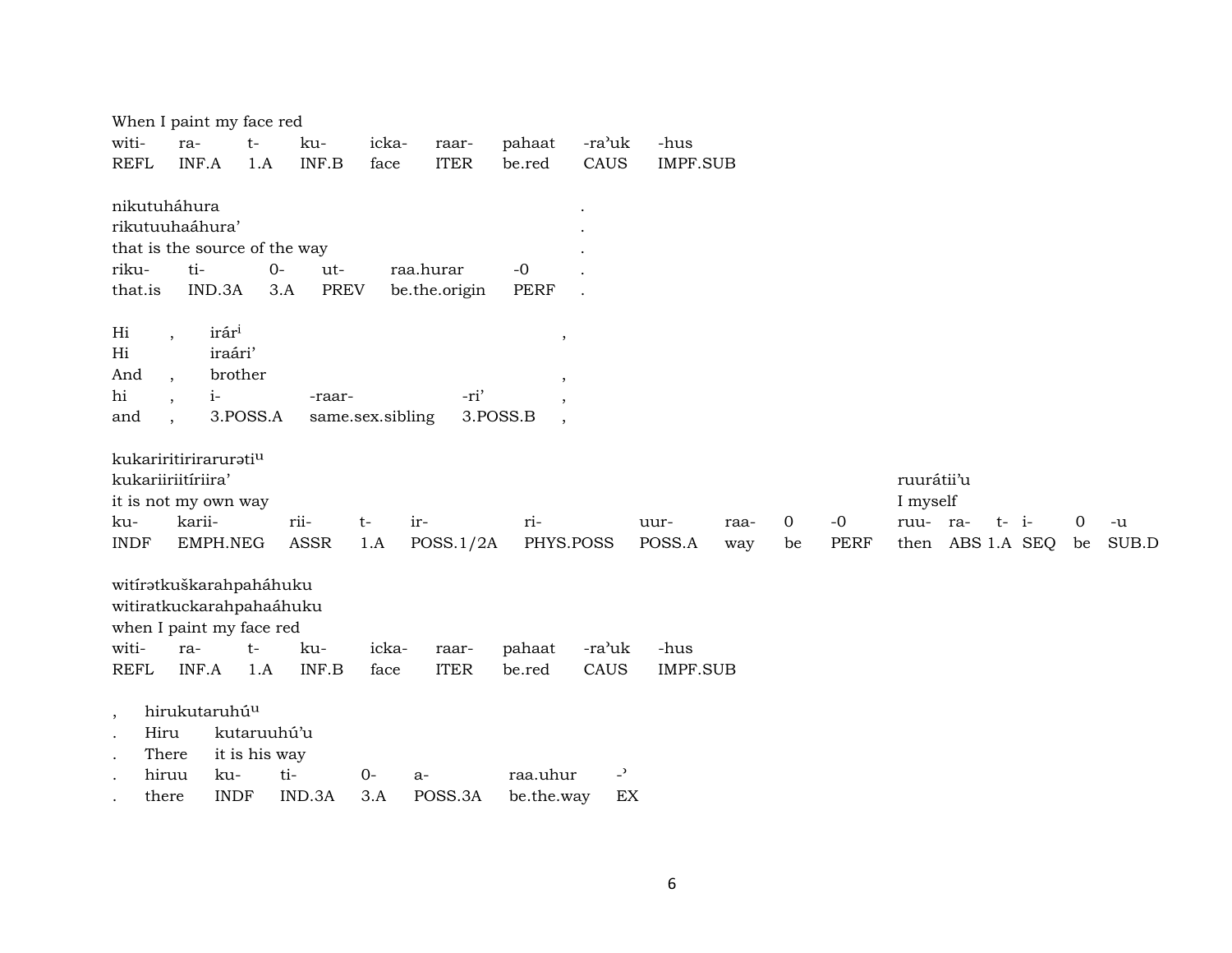When I paint my face red

| witi- | ra- | t- | ku- | icka- | raar- | pahaat | -ra'uk | -hus |
|---|---|---|---|---|---|---|---|---|
| REFL | INF.A | 1.A | INF.B | face | ITER | be.red | CAUS | IMPF.SUB |

nikutuháhura .
rikutuuhaáhura' .
that is the source of the way .

| riku- | ti- | 0- | ut- | raa.hurar | -0 | . |
|---|---|---|---|---|---|---|
| that.is | IND.3A | 3.A | PREV | be.the.origin | PERF | . |

| Hi | , | irár[i] | | | , |
|---|---|---|---|---|---|
| Hi | | iraári' | | | |
| And | , | brother | | | , |
| hi | , | i- | -raar- | -ri' | , |
| and | , | 3.POSS.A | same.sex.sibling | 3.POSS.B | , |

kukariritirirarurəti[u]
kukariiriitíriira' ruurátii'u
it is not my own way I myself

| ku- | karii- | rii- | t- | ir- | ri- | uur- | raa- | 0 | -0 | ruu- | ra- | t- | i- | 0 | -u |
|---|---|---|---|---|---|---|---|---|---|---|---|---|---|---|---|
| INDF | EMPH.NEG | ASSR | 1.A | POSS.1/2A | PHYS.POSS | POSS.A | way | be | PERF | then | ABS | 1.A | SEQ | be | SUB.D |

witírətkuškarahpaháhuku
witiratkuckarahpahaáhuku
when I paint my face red

| witi- | ra- | t- | ku- | icka- | raar- | pahaat | -ra'uk | -hus |
|---|---|---|---|---|---|---|---|---|
| REFL | INF.A | 1.A | INF.B | face | ITER | be.red | CAUS | IMPF.SUB |

| , | hirukutaruhú[u] | | | | | |
|---|---|---|---|---|---|---|
| . | Hiru | kutaruuhú'u | | | | |
| . | There | it is his way | | | | |
| . | hiruu | ku- | ti- | 0- | a- | raa.uhur | -ʾ |
| . | there | INDF | IND.3A | 3.A | POSS.3A | be.the.way | EX |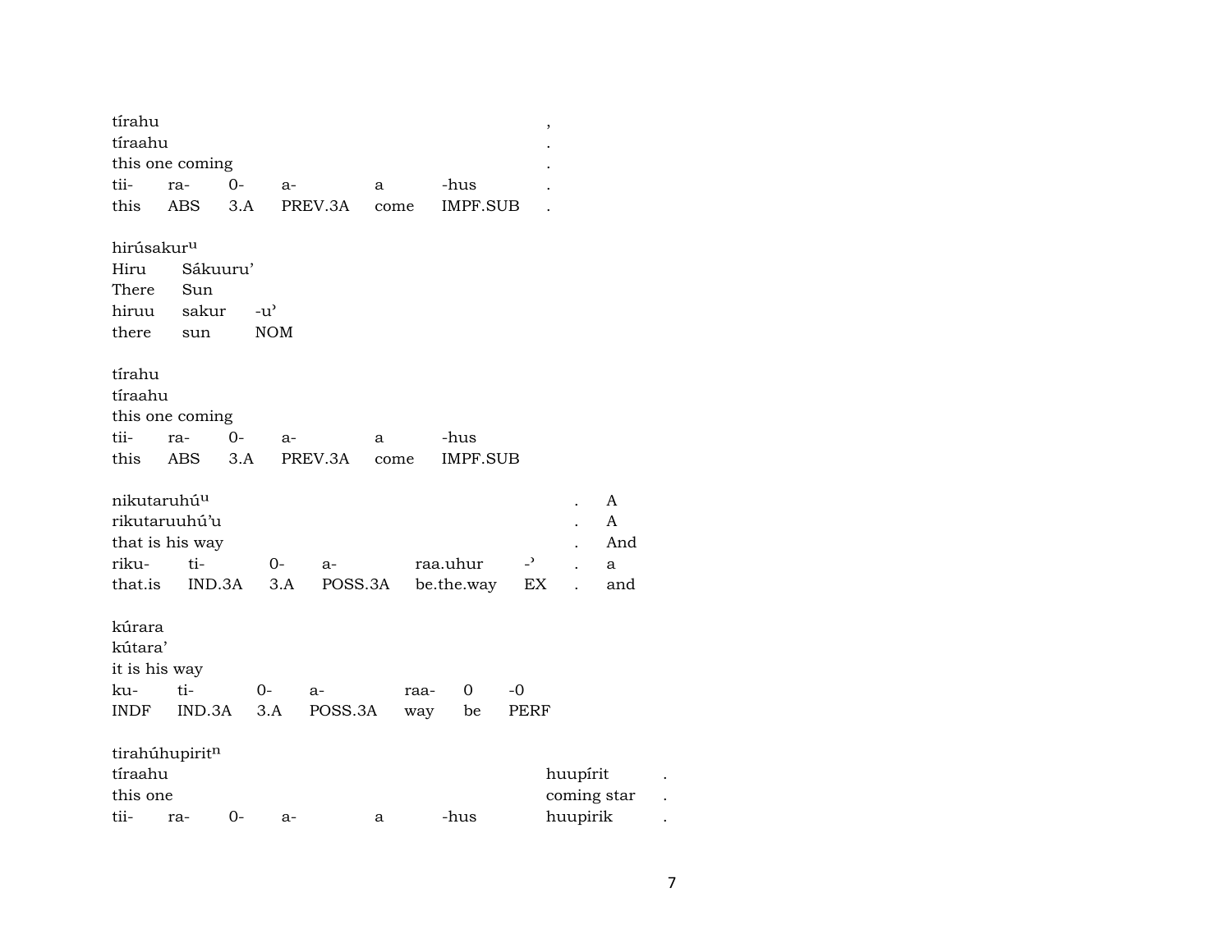| tírahu | | | | | | , |
|---|---|---|---|---|---|---|
| tíraahu | | | | | | . |
| this one coming | | | | | | . |
| tii- | ra- | 0- | a- | a | -hus | . |
| this | ABS | 3.A | PREV.3A | come | IMPF.SUB | . |

| hirúsakur$^{u}$ | | |
|---|---|---|
| Hiru | Sákuuru’ | |
| There | Sun | |
| hiruu | sakur | -u’ |
| there | sun | NOM |

| tírahu | | | | | |
|---|---|---|---|---|---|
| tíraahu | | | | | |
| this one coming | | | | | |
| tii- | ra- | 0- | a- | a | -hus |
| this | ABS | 3.A | PREV.3A | come | IMPF.SUB |

| nikutaruhú$^{u}$ | | | | | | . | A |
|---|---|---|---|---|---|---|---|
| rikutaruuhú’u | | | | | | . | A |
| that is his way | | | | | | . | And |
| riku- | ti- | 0- | a- | raa.uhur | -’ | . | a |
| that.is | IND.3A | 3.A | POSS.3A | be.the.way | EX | . | and |

| kúrara | | | | | | |
|---|---|---|---|---|---|---|
| kútara’ | | | | | | |
| it is his way | | | | | | |
| ku- | ti- | 0- | a- | raa- | 0 | -0 |
| INDF | IND.3A | 3.A | POSS.3A | way | be | PERF |

| tirahúhupirit$^{n}$ | | | | | | | |
|---|---|---|---|---|---|---|---|
| tíraahu | | | | | | huupírit | . |
| this one | | | | | | coming star | . |
| tii- | ra- | 0- | a- | a | -hus | huupirik | . |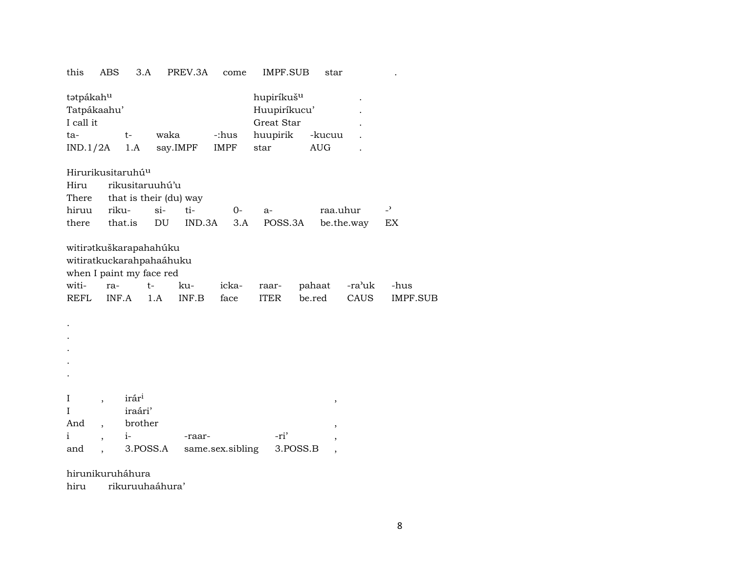| this | ABS | 3.A | PREV.3A | come | IMPF.SUB | star | . |
|---|---|---|---|---|---|---|---|

| tətpákahᵘ | | | | hupiríkušᵘ | | . |
|---|---|---|---|---|---|---|
| Tatpákaahu’ | | | | Huupiríkucu’ | | . |
| I call it | | | | Great Star | | . |
| ta- | t- | waka | -:hus | huupirik | -kucuu | . |
| IND.1/2A | 1.A | say.IMPF | IMPF | star | AUG | . |

| Hirurikusitaruhúᵘ | | | | | | | |
|---|---|---|---|---|---|---|---|
| Hiru | rikusitaruuhú’u | | | | | | |
| There | that is their (du) way | | | | | | |
| hiruu | riku- | si- | ti- | 0- | a- | raa.uhur | -ʾ |
| there | that.is | DU | IND.3A | 3.A | POSS.3A | be.the.way | EX |

| witirətkuškarapahahúku | | | | | | | | | |
|---|---|---|---|---|---|---|---|---|---|
| witiratkuckarahpahaáhuku | | | | | | | | | |
| when I paint my face red | | | | | | | | | |
| witi- | ra- | t- | ku- | icka- | raar- | pahaat | -ra’uk | -hus | |
| REFL | INF.A | 1.A | INF.B | face | ITER | be.red | CAUS | IMPF.SUB | |

.

.

.

.

.

| I | , | irárⁱ | | | , |
|---|---|---|---|---|---|
| I | | iraári’ | | | |
| And | , | brother | | | , |
| i | , | i- | -raar- | -ri’ | , |
| and | , | 3.POSS.A | same.sex.sibling | 3.POSS.B | , |

hirunikuruháhura

hiru rikuruuhaáhura’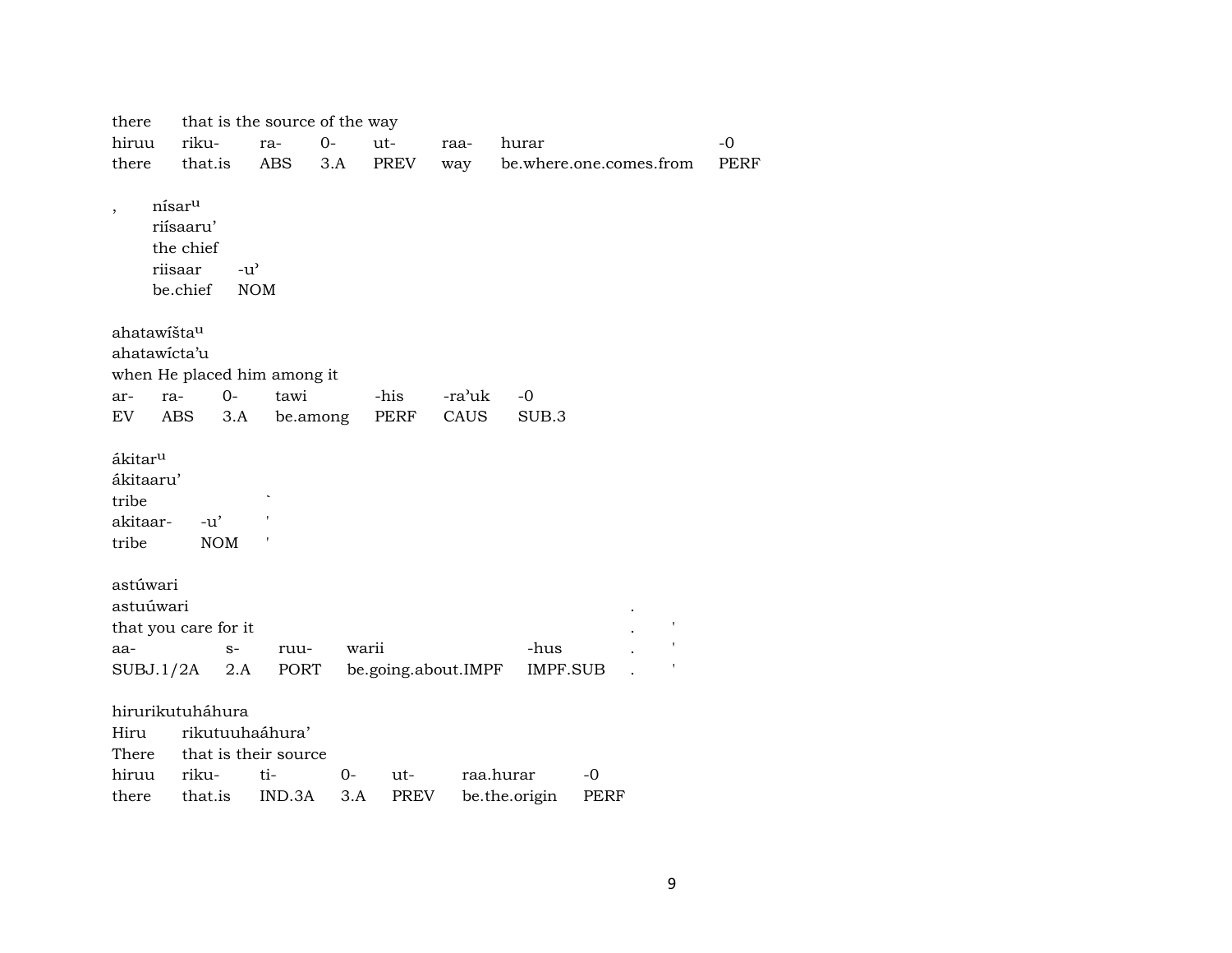there that is the source of the way

| hiruu | riku- | ra- | 0- | ut- | raa- | hurar | -0 |
| --- | --- | --- | --- | --- | --- | --- | --- |
| there | that.is | ABS | 3.A | PREV | way | be.where.one.comes.from | PERF |

, nísar^u^

riísaaru'

the chief

| riisaar | -u' |
| --- | --- |
| be.chief | NOM |

ahatawíšta^u^

ahatawícta'u

when He placed him among it

| ar- | ra- | 0- | tawi | -his | -ra'uk | -0 |
| --- | --- | --- | --- | --- | --- | --- |
| EV | ABS | 3.A | be.among | PERF | CAUS | SUB.3 |

ákitar^u^

ákitaaru'

tribe

| akitaar- | -u' |
| --- | --- |
| tribe | NOM |

astúwari

astuúwari

that you care for it

| aa- | s- | ruu- | warii | -hus |
| --- | --- | --- | --- | --- |
| SUBJ.1/2A | 2.A | PORT | be.going.about.IMPF | IMPF.SUB |

hirurikutuháhura

Hiru rikutuuhaáhura'

There that is their source

| hiruu | riku- | ti- | 0- | ut- | raa.hurar | -0 |
| --- | --- | --- | --- | --- | --- | --- |
| there | that.is | IND.3A | 3.A | PREV | be.the.origin | PERF |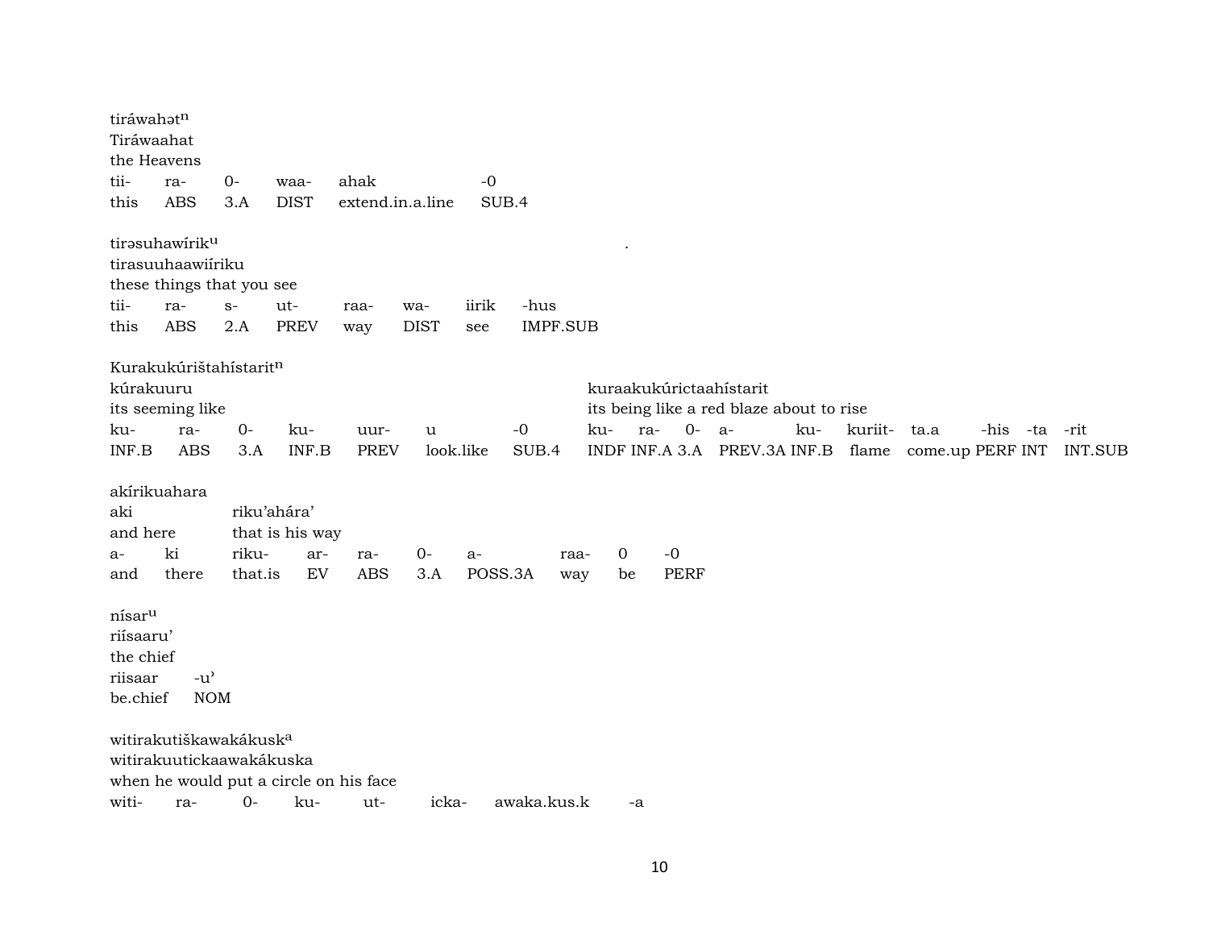tiráwahət[n]
Tiráwaahat
the Heavens

| tii- | ra- | 0- | waa- | ahak | -0 |
|---|---|---|---|---|---|
| this | ABS | 3.A | DIST | extend.in.a.line | SUB.4 |

tirəsuhawírik[u] .
tirasuuhaawiíriku
these things that you see

| tii- | ra- | s- | ut- | raa- | wa- | iirik | -hus |
|---|---|---|---|---|---|---|---|
| this | ABS | 2.A | PREV | way | DIST | see | IMPF.SUB |

Kurakukúrištahístarit[n]
kúrakuuru
its seeming like

| ku- | ra- | 0- | ku- | uur- | u | -0 |
|---|---|---|---|---|---|---|
| INF.B | ABS | 3.A | INF.B | PREV | look.like | SUB.4 |

kuraakukúrictaahístarit
its being like a red blaze about to rise

| ku- | ra- | 0- | a- | ku- | kuriit- | ta.a | -his | -ta | -rit |
|---|---|---|---|---|---|---|---|---|---|
| INDF | INF.A | 3.A | PREV.3A | INF.B | flame | come.up | PERF | INT | INT.SUB |

akírikuahara
aki — and here
riku'ahára' — that is his way

| a- | ki | riku- | ar- | ra- | 0- | a- | raa- | 0 | -0 |
|---|---|---|---|---|---|---|---|---|---|
| and | there | that.is | EV | ABS | 3.A | POSS.3A | way | be | PERF |

nísar[u]
riísaaru'
the chief

| riisaar | -u' |
|---|---|
| be.chief | NOM |

witirakutiškawakákusk[a]
witirakuutickaawakákuska
when he would put a circle on his face

| witi- | ra- | 0- | ku- | ut- | icka- | awaka.kus.k | -a |
|---|---|---|---|---|---|---|---|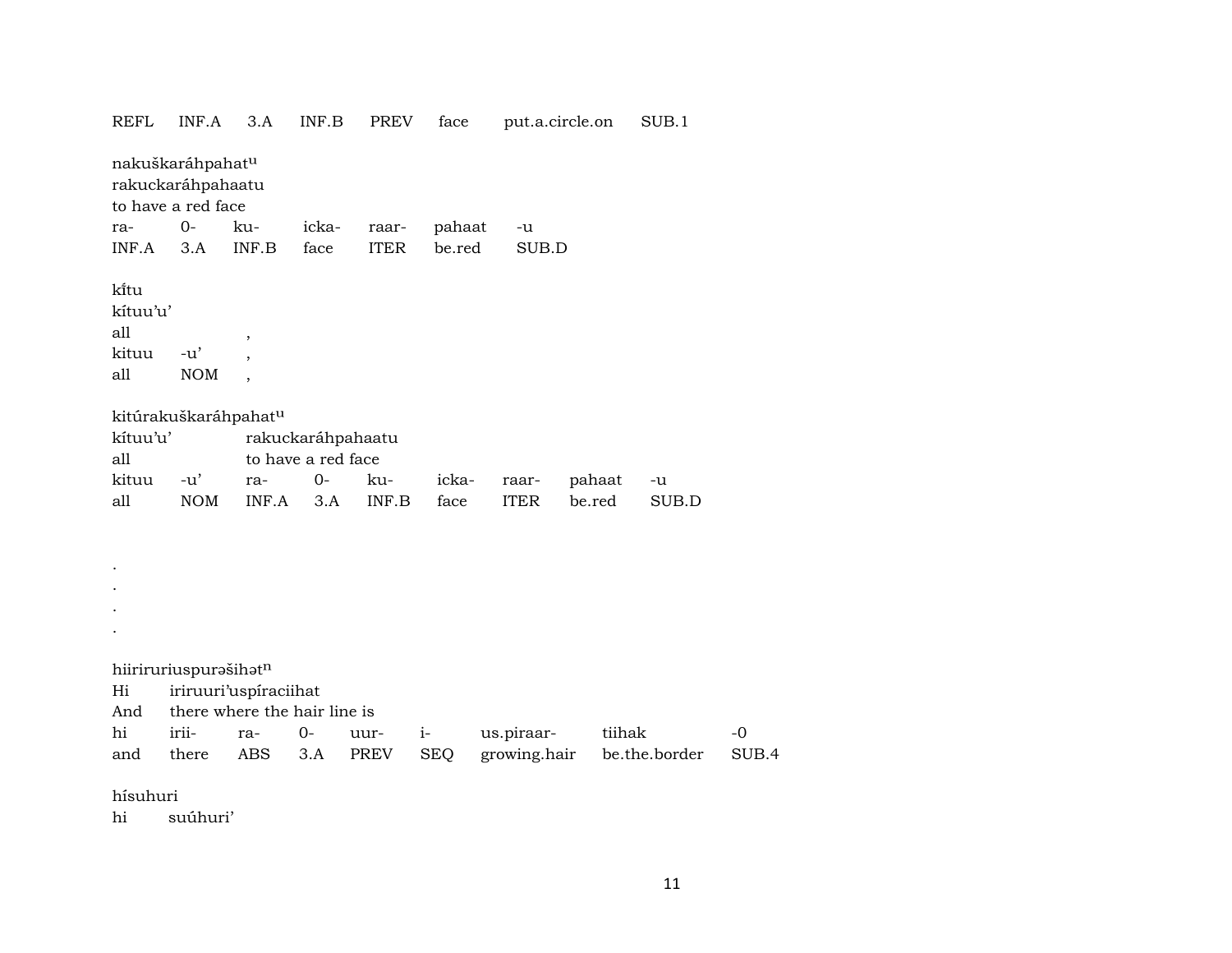| REFL | INF.A | 3.A | INF.B | PREV | face | put.a.circle.on | SUB.1 |
|---|---|---|---|---|---|---|---|

nakuškaráhpahat^u
rakuckaráhpahaatu
to have a red face

| ra- | 0- | ku- | icka- | raar- | pahaat | -u |
|---|---|---|---|---|---|---|
| INF.A | 3.A | INF.B | face | ITER | be.red | SUB.D |

kī́tu
kítuu'u'

| all | | , |
|---|---|---|
| kituu | -u' | , |
| all | NOM | , |

kitúrakuškaráhpahat^u

| kítuu'u' | | rakuckaráhpahaatu | | | | | | |
|---|---|---|---|---|---|---|---|---|
| all | | to have a red face | | | | | | |
| kituu | -u' | ra- | 0- | ku- | icka- | raar- | pahaat | -u |
| all | NOM | INF.A | 3.A | INF.B | face | ITER | be.red | SUB.D |

.
.
.
.

hiiriruriuspurəšihət^n

| Hi | iriruuri'uspíraciihat | | | | | | | |
|---|---|---|---|---|---|---|---|---|
| And | there where the hair line is | | | | | | | |
| hi | irii- | ra- | 0- | uur- | i- | us.piraar- | tiihak | -0 |
| and | there | ABS | 3.A | PREV | SEQ | growing.hair | be.the.border | SUB.4 |

hísuhuri
hi suúhuri'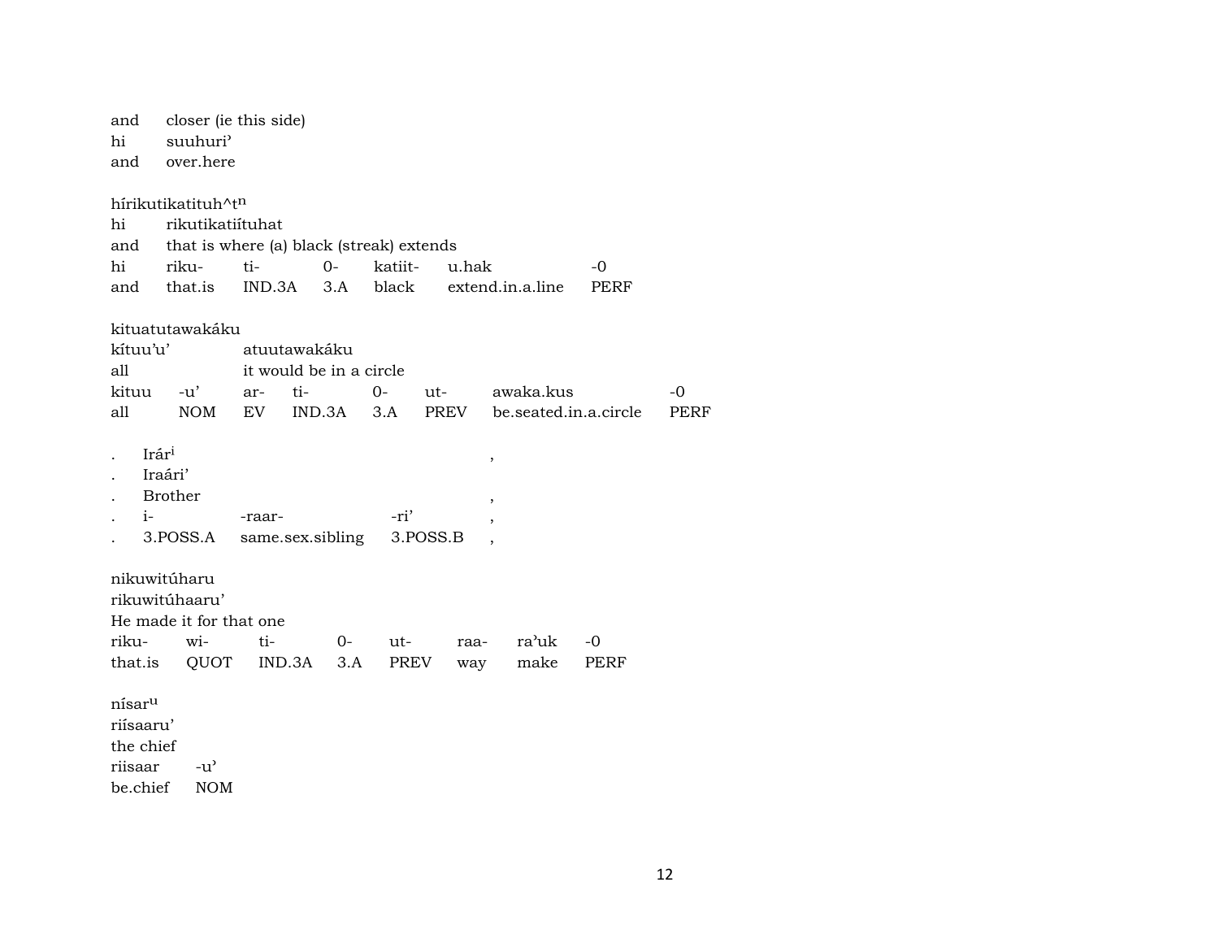and closer (ie this side)
hi suuhuri'
and over.here

hírikutikatituh^t$^{n}$
hi rikutikatiítuhat
and that is where (a) black (streak) extends

| hi | riku- | ti- | 0- | katiit- | u.hak | -0 |
|---|---|---|---|---|---|---|
| and | that.is | IND.3A | 3.A | black | extend.in.a.line | PERF |

kituatutawakáku
kítuu'u' atuutawakáku
all it would be in a circle

| kituu | -u' | ar- | ti- | 0- | ut- | awaka.kus | -0 |
|---|---|---|---|---|---|---|---|
| all | NOM | EV | IND.3A | 3.A | PREV | be.seated.in.a.circle | PERF |

. Irár$^{i}$ ,
. Iraári'
. Brother ,

| . | i- | -raar- | -ri' | , |
|---|---|---|---|---|
| . | 3.POSS.A | same.sex.sibling | 3.POSS.B | , |

nikuwitúharu
rikuwitúhaaru'
He made it for that one

| riku- | wi- | ti- | 0- | ut- | raa- | ra'uk | -0 |
|---|---|---|---|---|---|---|---|
| that.is | QUOT | IND.3A | 3.A | PREV | way | make | PERF |

nísar$^{u}$
riísaaru'
the chief

| riisaar | -u' |
|---|---|
| be.chief | NOM |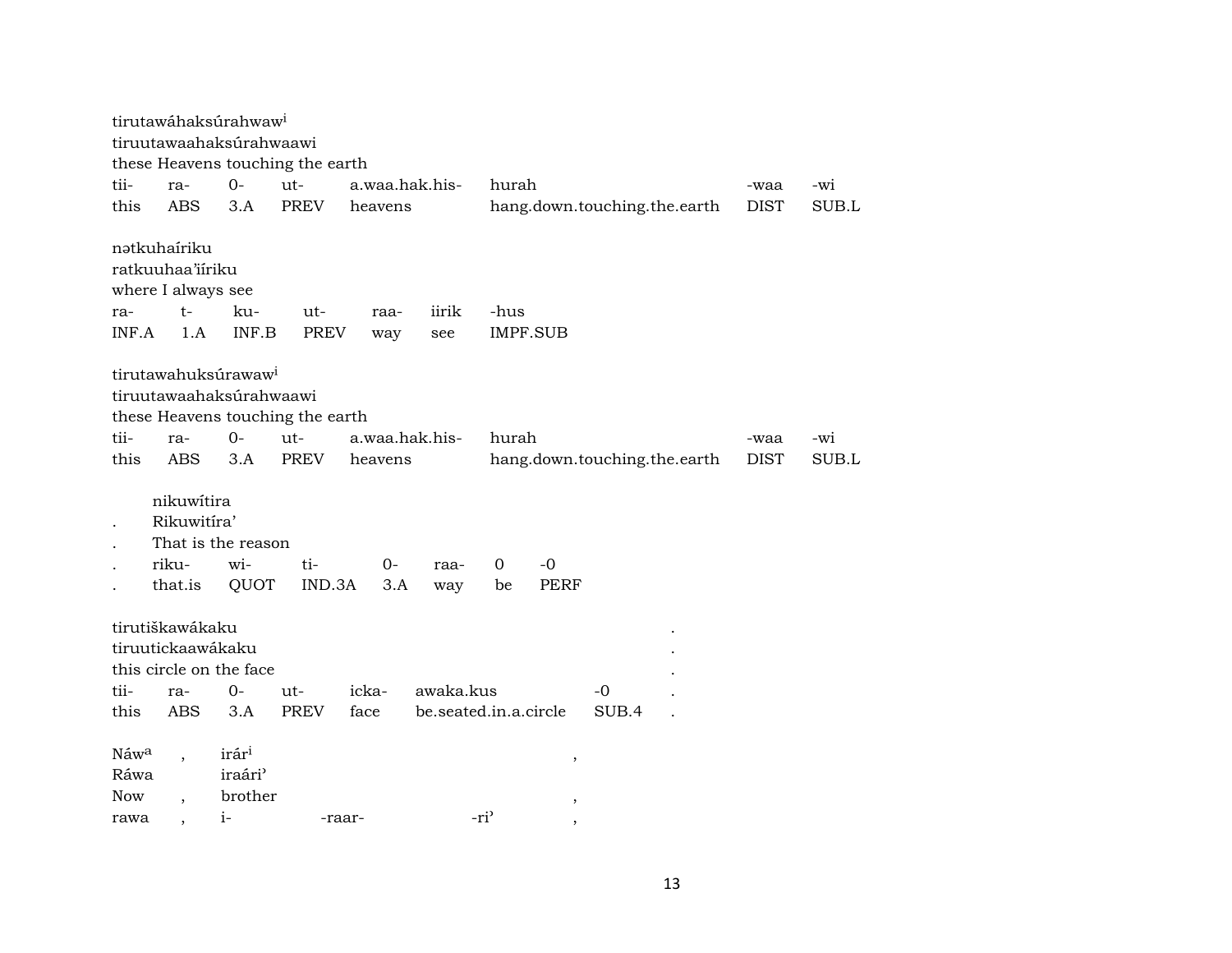tirutawáhaksúrahwaw[i]
tiruutawaahaksúrahwaawi
these Heavens touching the earth

| tii- | ra- | 0- | ut- | a.waa.hak.his- | hurah | -waa | -wi |
|---|---|---|---|---|---|---|---|
| this | ABS | 3.A | PREV | heavens | hang.down.touching.the.earth | DIST | SUB.L |

nətkuhaíriku
ratkuuhaa'iíriku
where I always see

| ra- | t- | ku- | ut- | raa- | iirik | -hus |
|---|---|---|---|---|---|---|
| INF.A | 1.A | INF.B | PREV | way | see | IMPF.SUB |

tirutawahuksúrawaw[i]
tiruutawaahaksúrahwaawi
these Heavens touching the earth

| tii- | ra- | 0- | ut- | a.waa.hak.his- | hurah | -waa | -wi |
|---|---|---|---|---|---|---|---|
| this | ABS | 3.A | PREV | heavens | hang.down.touching.the.earth | DIST | SUB.L |

nikuwítira
. Rikuwitíra'
. That is the reason

| . | riku- | wi- | ti- | 0- | raa- | 0 | -0 |
|---|---|---|---|---|---|---|---|
| . | that.is | QUOT | IND.3A | 3.A | way | be | PERF |

tirutiškawákaku .
tiruutickaawákaku .
this circle on the face .

| tii- | ra- | 0- | ut- | icka- | awaka.kus | -0 | . |
|---|---|---|---|---|---|---|---|
| this | ABS | 3.A | PREV | face | be.seated.in.a.circle | SUB.4 | . |

Náw[a] , irár[i] ,
Ráwa iraári'
Now , brother ,

| rawa | , | i- | -raar- | -ri' | , |
|---|---|---|---|---|---|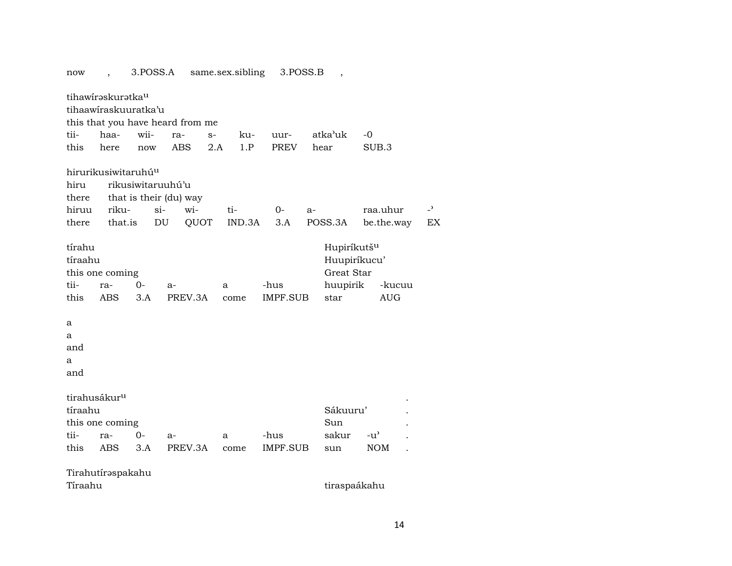| now | , | 3.POSS.A | same.sex.sibling | 3.POSS.B | , |
|---|---|---|---|---|---|

tihawírəskurətka[u]
tihaawíraskuuratka'u
this that you have heard from me

| tii- | haa- | wii- | ra- | s- | ku- | uur- | atka'uk | -0 |
|---|---|---|---|---|---|---|---|---|
| this | here | now | ABS | 2.A | 1.P | PREV | hear | SUB.3 |

hirurikusiwitaruhú[u]
hiru rikusiwitaruuhú'u
there that is their (du) way

| hiruu | riku- | si- | wi- | ti- | 0- | a- | raa.uhur | -' |
|---|---|---|---|---|---|---|---|---|
| there | that.is | DU | QUOT | IND.3A | 3.A | POSS.3A | be.the.way | EX |

tírahu — Hupiríkutš[u]
tíraahu — Huupiríkucu'
this one coming — Great Star

| tii- | ra- | 0- | a- | a | -hus | huupirik | -kucuu |
|---|---|---|---|---|---|---|---|
| this | ABS | 3.A | PREV.3A | come | IMPF.SUB | star | AUG |

a
a
and
a
and

tirahusákur[u] .
tíraahu — Sákuuru' .
this one coming — Sun .

| tii- | ra- | 0- | a- | a | -hus | sakur | -u' | . |
|---|---|---|---|---|---|---|---|---|
| this | ABS | 3.A | PREV.3A | come | IMPF.SUB | sun | NOM | . |

Tirahutírəspakahu
Tíraahu — tiraspaákahu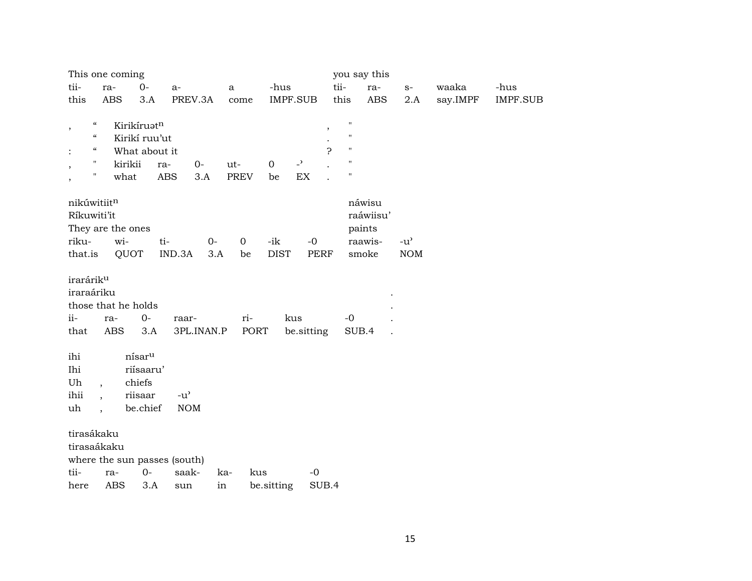| This one coming | | | | | | you say this | | | | |
|---|---|---|---|---|---|---|---|---|---|---|
| tii- | ra- | 0- | a- | a | -hus | tii- | ra- | s- | waaka | -hus |
| this | ABS | 3.A | PREV.3A | come | IMPF.SUB | this | ABS | 2.A | say.IMPF | IMPF.SUB |

| | | | | | | | | | |
|---|---|---|---|---|---|---|---|---|---|
| , | “ | Kirikíruət$^{n}$ | | | | | | , | " |
| | “ | Kirikí ruu’ut | | | | | | . | " |
| : | “ | What about it | | | | | | ? | " |
| , | " | kirikii | ra- | 0- | ut- | 0 | -ʾ | . | " |
| , | " | what | ABS | 3.A | PREV | be | EX | . | " |

| nikúwitiit$^{n}$ | | | | | | | náwisu | |
|---|---|---|---|---|---|---|---|---|
| Ríkuwiti’it | | | | | | | raáwiisu’ | |
| They are the ones | | | | | | | paints | |
| riku- | wi- | ti- | 0- | 0 | -ik | -0 | raawis- | -uʾ |
| that.is | QUOT | IND.3A | 3.A | be | DIST | PERF | smoke | NOM |

| irarárik$^{u}$ | | | | | | |
|---|---|---|---|---|---|---|
| iraraáriku | | | | | | . |
| those that he holds | | | | | | . |
| ii- | ra- | 0- | raar- | ri- | kus | -0 | .
| that | ABS | 3.A | 3PL.INAN.P | PORT | be.sitting | SUB.4 | .

| ihi | | nísar$^{u}$ | |
|---|---|---|---|
| Ihi | | riísaaru’ | |
| Uh | , | chiefs | |
| ihii | , | riisaar | -uʾ |
| uh | , | be.chief | NOM |

| tirasákaku | | | | | | |
|---|---|---|---|---|---|---|
| tirasaákaku | | | | | | |
| where the sun passes (south) | | | | | | |
| tii- | ra- | 0- | saak- | ka- | kus | -0 |
| here | ABS | 3.A | sun | in | be.sitting | SUB.4 |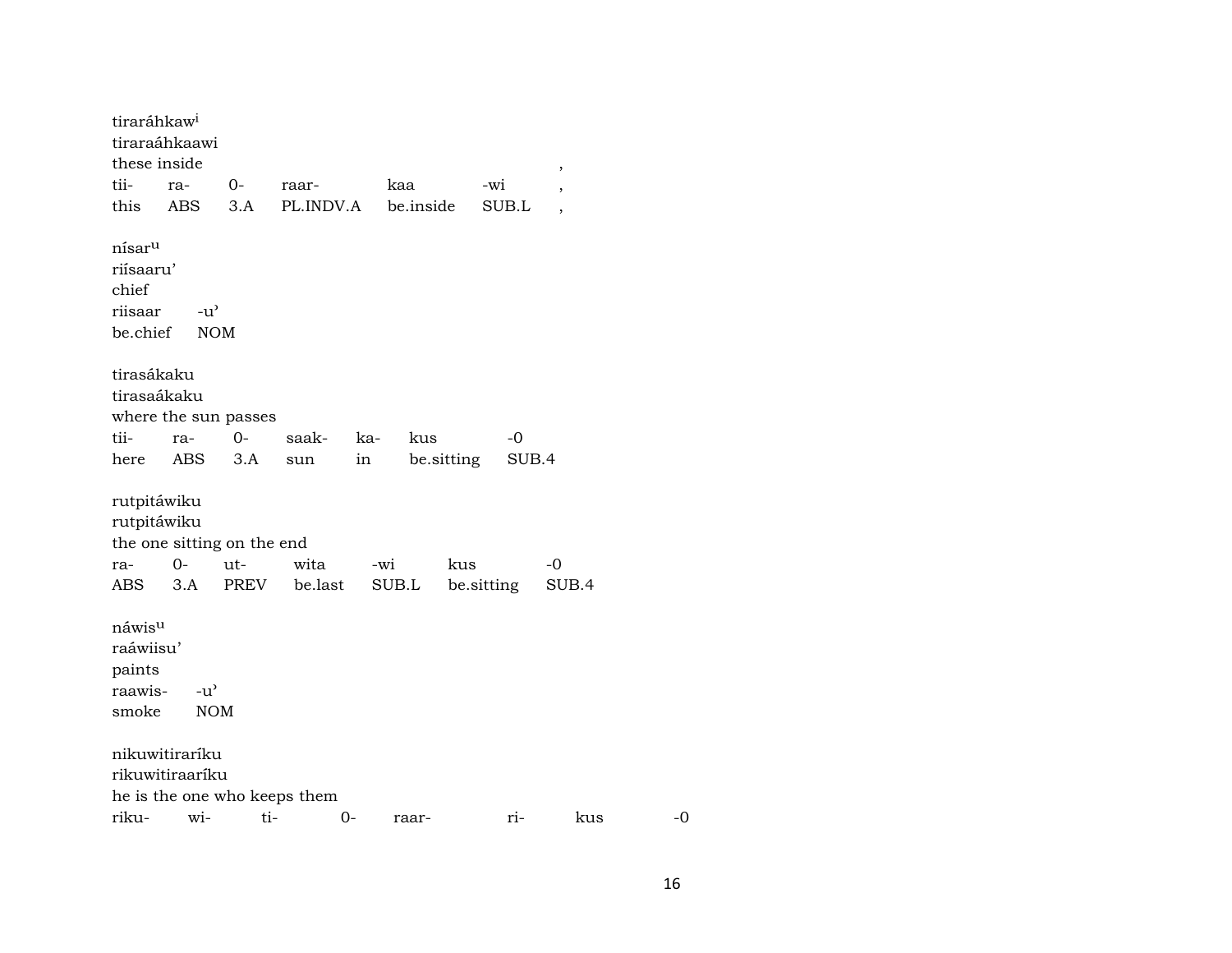tiraráhkaw[i]
tiraraáhkaawi
these inside ,

| tii- | ra- | 0- | raar- | kaa | -wi | , |
|---|---|---|---|---|---|---|
| this | ABS | 3.A | PL.INDV.A | be.inside | SUB.L | , |

nísar[u]
riísaaru'
chief

| riisaar | -u' |
|---|---|
| be.chief | NOM |

tirasákaku
tirasaákaku
where the sun passes

| tii- | ra- | 0- | saak- | ka- | kus | -0 |
|---|---|---|---|---|---|---|
| here | ABS | 3.A | sun | in | be.sitting | SUB.4 |

rutpitáwiku
rutpitáwiku
the one sitting on the end

| ra- | 0- | ut- | wita | -wi | kus | -0 |
|---|---|---|---|---|---|---|
| ABS | 3.A | PREV | be.last | SUB.L | be.sitting | SUB.4 |

náwis[u]
raáwiisu'
paints

| raawis- | -u' |
|---|---|
| smoke | NOM |

nikuwitiraríku
rikuwitiraaríku
he is the one who keeps them

| riku- | wi- | ti- | 0- | raar- | ri- | kus | -0 |
|---|---|---|---|---|---|---|---|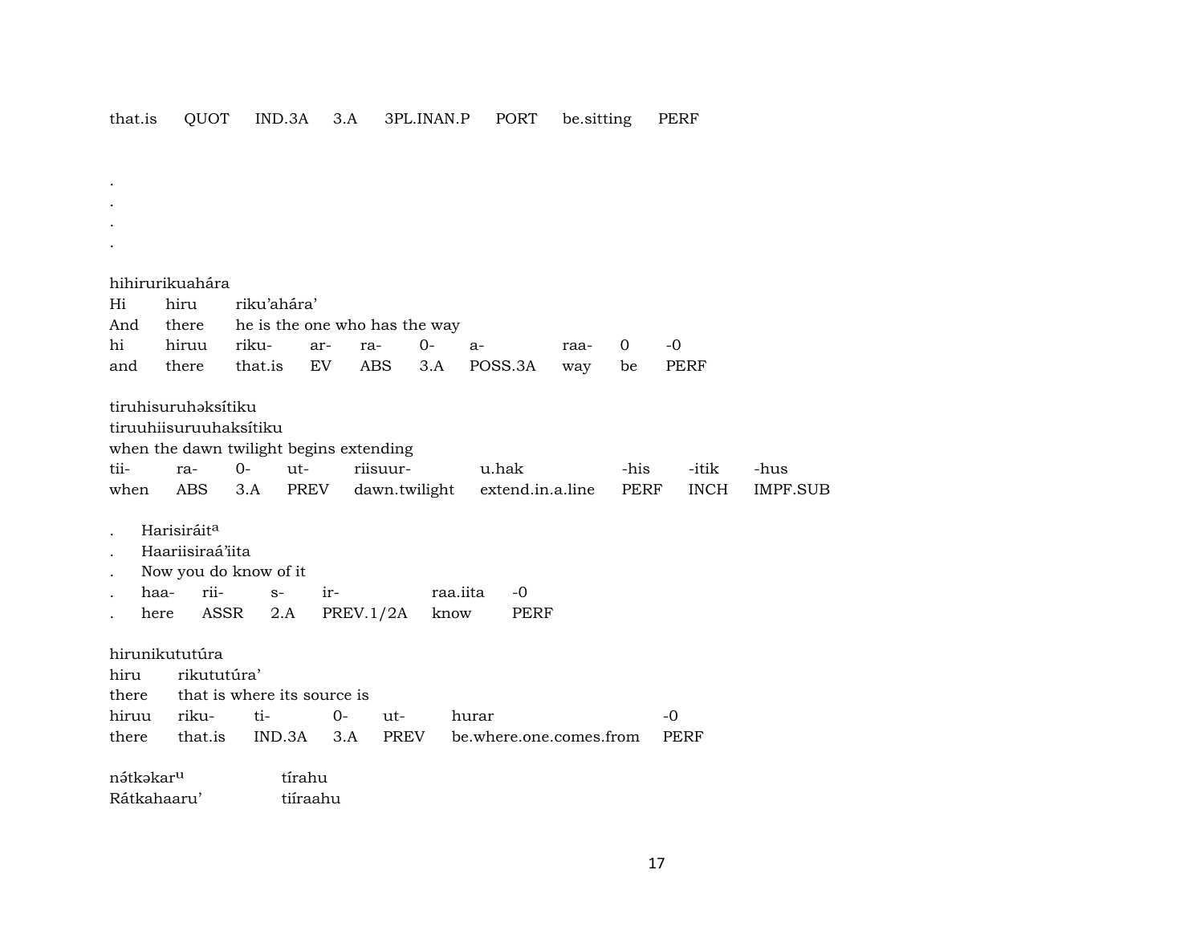that.is QUOT IND.3A 3.A 3PL.INAN.P PORT be.sitting PERF

.
.
.
.

hihirurikuahára
Hi hiru riku'ahára'
And there he is the one who has the way
hi hiruu riku- ar- ra- 0- a- raa- 0 -0
and there that.is EV ABS 3.A POSS.3A way be PERF

tiruhisuruhəksítiku
tiruuhiisuruuhaksítiku
when the dawn twilight begins extending
tii- ra- 0- ut- riisuur- u.hak -his -itik -hus
when ABS 3.A PREV dawn.twilight extend.in.a.line PERF INCH IMPF.SUB

. Harisiráit[a]
. Haariisiraá'iita
. Now you do know of it
. haa- rii- s- ir- raa.iita -0
. here ASSR 2.A PREV.1/2A know PERF

hirunikututúra
hiru rikututúra'
there that is where its source is
hiruu riku- ti- 0- ut- hurar -0
there that.is IND.3A 3.A PREV be.where.one.comes.from PERF

nə́tkəkar[u] tírahu
Rátkahaaru' tiíraahu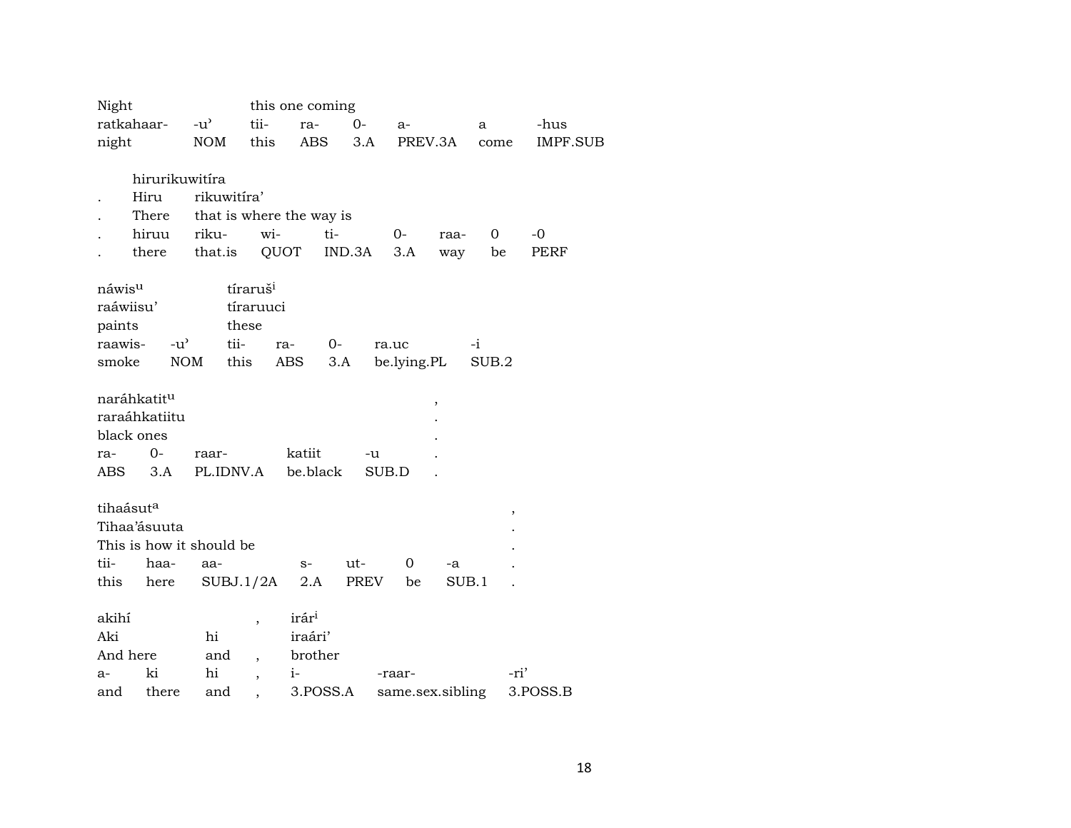| Night | | this one coming | | | | | |
|---|---|---|---|---|---|---|---|
| ratkahaar- | -u’ | tii- | ra- | 0- | a- | a | -hus |
| night | NOM | this | ABS | 3.A | PREV.3A | come | IMPF.SUB |

| | hirurikuwitíra | | | | | | | |
|---|---|---|---|---|---|---|---|---|
| . | Hiru | rikuwitíra’ | | | | | | |
| . | There | that is where the way is | | | | | | |
| . | hiruu | riku- | wi- | ti- | 0- | raa- | 0 | -0 |
| . | there | that.is | QUOT | IND.3A | 3.A | way | be | PERF |

| náwis[u] | | tíraruš[i] | | | | |
|---|---|---|---|---|---|---|
| raáwiisu’ | | tíraruuci | | | | |
| paints | | these | | | | |
| raawis- | -u’ | tii- | ra- | 0- | ra.uc | -i |
| smoke | NOM | this | ABS | 3.A | be.lying.PL | SUB.2 |

| naráhkatit[u] | | | | | , |
|---|---|---|---|---|---|
| raraáhkatiitu | | | | | . |
| black ones | | | | | . |
| ra- | 0- | raar- | katiit | -u | . |
| ABS | 3.A | PL.IDNV.A | be.black | SUB.D | . |

| tihaásut[a] | | | | | | | , |
|---|---|---|---|---|---|---|---|
| Tihaa’ásuuta | | | | | | | . |
| This is how it should be | | | | | | | . |
| tii- | haa- | aa- | s- | ut- | 0 | -a | . |
| this | here | SUBJ.1/2A | 2.A | PREV | be | SUB.1 | . |

| akihí | | | , | irár[i] | | |
|---|---|---|---|---|---|---|
| Aki | | hi | | iraári’ | | |
| And here | | and | , | brother | | |
| a- | ki | hi | , | i- | -raar- | -ri’ |
| and | there | and | , | 3.POSS.A | same.sex.sibling | 3.POSS.B |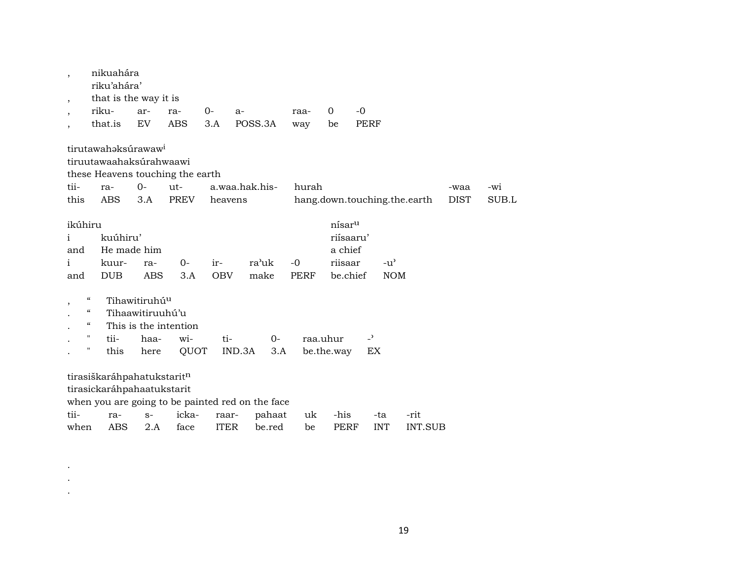| , | nikuahára | | | | | | | |
|---|---|---|---|---|---|---|---|---|
| | riku'ahára' | | | | | | | |
| , | that is the way it is | | | | | | | |
| , | riku- | ar- | ra- | 0- | a- | raa- | 0 | -0 |
| , | that.is | EV | ABS | 3.A | POSS.3A | way | be | PERF |

| tirutawahəksúrawaw[i] | | | | | | | |
|---|---|---|---|---|---|---|---|
| tiruutawaahaksúrahwaawi | | | | | | | |
| these Heavens touching the earth | | | | | | | |
| tii- | ra- | 0- | ut- | a.waa.hak.his- | hurah | -waa | -wi |
| this | ABS | 3.A | PREV | heavens | hang.down.touching.the.earth | DIST | SUB.L |

| ikúhiru | | | | | | | nísar[u] | |
|---|---|---|---|---|---|---|---|---|
| i | kuúhiru' | | | | | | riísaaru' | |
| and | He made him | | | | | | a chief | |
| i | kuur- | ra- | 0- | ir- | ra'uk | -0 | riisaar | -u' |
| and | DUB | ABS | 3.A | OBV | make | PERF | be.chief | NOM |

| , | " | Tihawitiruhú[u] | | | | | |
|---|---|---|---|---|---|---|---|
| . | " | Tihaawitiruuhú'u | | | | | |
| . | " | This is the intention | | | | | |
| . | " | tii- | haa- | wi- | ti- | 0- | raa.uhur | -' |
| . | " | this | here | QUOT | IND.3A | 3.A | be.the.way | EX |

| tirasiškaráhpahatukstarit[n] | | | | | | | | | |
|---|---|---|---|---|---|---|---|---|---|
| tirasickaráhpahaatukstarit | | | | | | | | | |
| when you are going to be painted red on the face | | | | | | | | | |
| tii- | ra- | s- | icka- | raar- | pahaat | uk | -his | -ta | -rit |
| when | ABS | 2.A | face | ITER | be.red | be | PERF | INT | INT.SUB |

.
.
.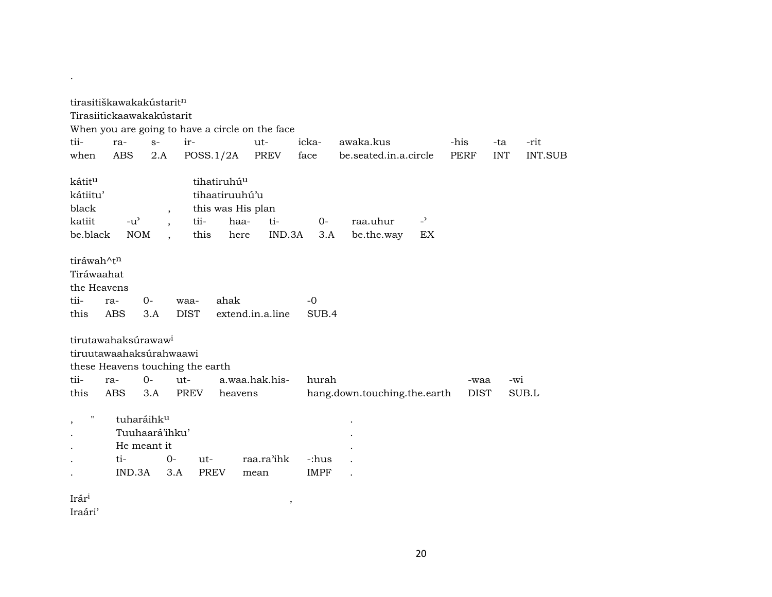.

tirasitiškawakakústarit$^{n}$
Tirasiitickaawakakústarit
When you are going to have a circle on the face

| tii- | ra- | s- | ir- | ut- | icka- | awaka.kus | -his | -ta | -rit |
|---|---|---|---|---|---|---|---|---|---|
| when | ABS | 2.A | POSS.1/2A | PREV | face | be.seated.in.a.circle | PERF | INT | INT.SUB |

kátit$^{u}$ tihatiruhú$^{u}$
kátiitu' tihaatiruuhú'u
black , this was His plan

| katiit | -u' | , | tii- | haa- | ti- | 0- | raa.uhur | -' |
|---|---|---|---|---|---|---|---|---|
| be.black | NOM | , | this | here | IND.3A | 3.A | be.the.way | EX |

tiráwah^t$^{n}$
Tiráwaahat
the Heavens

| tii- | ra- | 0- | waa- | ahak | -0 |
|---|---|---|---|---|---|
| this | ABS | 3.A | DIST | extend.in.a.line | SUB.4 |

tirutawahaksúrawaw$^{i}$
tiruutawaahaksúrahwaawi
these Heavens touching the earth

| tii- | ra- | 0- | ut- | a.waa.hak.his- | hurah | -waa | -wi |
|---|---|---|---|---|---|---|---|
| this | ABS | 3.A | PREV | heavens | hang.down.touching.the.earth | DIST | SUB.L |

, " tuharáihk$^{u}$ .
. Tuuhaará'ihku' .
. He meant it .

| . | ti- | 0- | ut- | raa.ra'ihk | -:hus | . |
|---|---|---|---|---|---|---|
| . | IND.3A | 3.A | PREV | mean | IMPF | . |

Irár$^{i}$ ,
Iraári'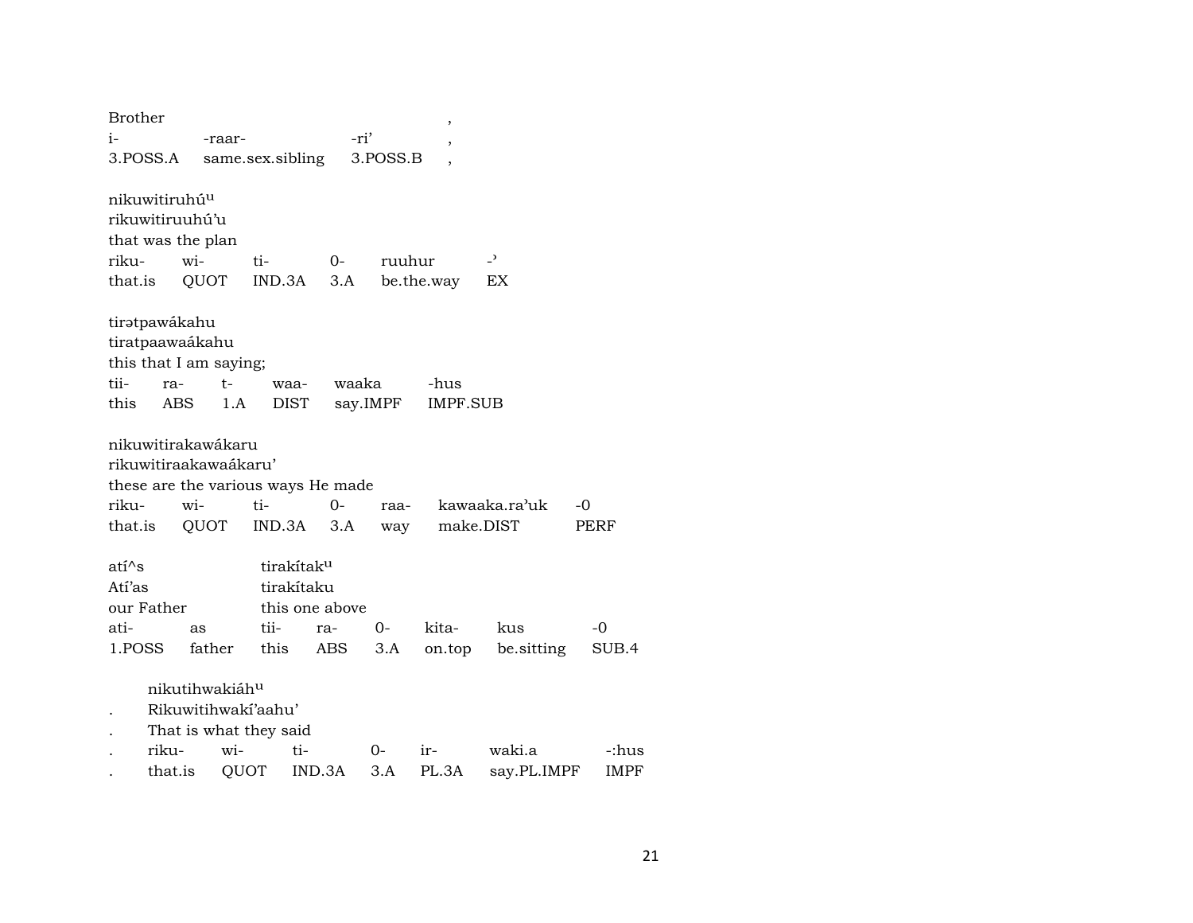Brother ,

| i- | -raar- | -ri’ | , |
|---|---|---|---|
| 3.POSS.A | same.sex.sibling | 3.POSS.B | , |

nikuwitiruhúᵘ
rikuwitiruuhú’u
that was the plan

| riku- | wi- | ti- | 0- | ruuhur | -’ |
|---|---|---|---|---|---|
| that.is | QUOT | IND.3A | 3.A | be.the.way | EX |

tirətpawákahu
tiratpaawaákahu
this that I am saying;

| tii- | ra- | t- | waa- | waaka | -hus |
|---|---|---|---|---|---|
| this | ABS | 1.A | DIST | say.IMPF | IMPF.SUB |

nikuwitirakawákaru
rikuwitiraakawaákaru’
these are the various ways He made

| riku- | wi- | ti- | 0- | raa- | kawaaka.ra’uk | -0 |
|---|---|---|---|---|---|---|
| that.is | QUOT | IND.3A | 3.A | way | make.DIST | PERF |

atí^s tirakítakᵘ
Atí’as tirakítaku
our Father this one above

| ati- | as | tii- | ra- | 0- | kita- | kus | -0 |
|---|---|---|---|---|---|---|---|
| 1.POSS | father | this | ABS | 3.A | on.top | be.sitting | SUB.4 |

nikutihwakiáhᵘ
. Rikuwitihwakí’aahu’
. That is what they said

| . | riku- | wi- | ti- | 0- | ir- | waki.a | -:hus |
|---|---|---|---|---|---|---|---|
| . | that.is | QUOT | IND.3A | 3.A | PL.3A | say.PL.IMPF | IMPF |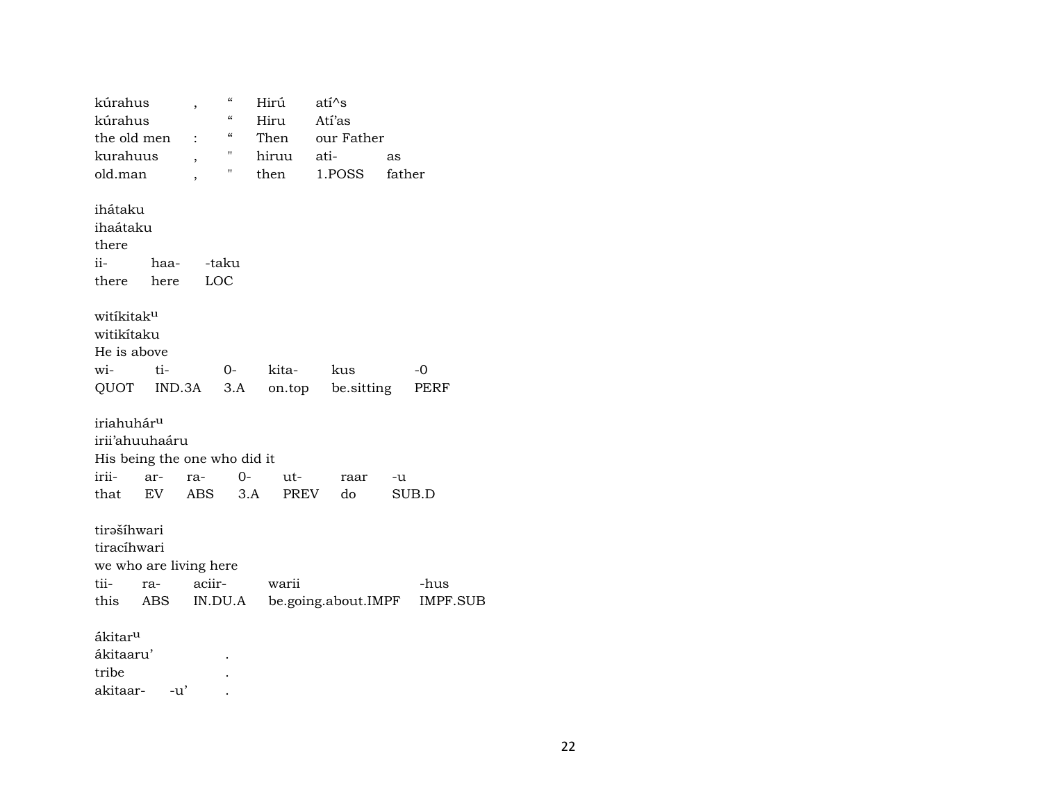| kúrahus | , | “ | Hirú | atí^s | |
|---|---|---|---|---|---|
| kúrahus | | “ | Hiru | Atí’as | |
| the old men | : | “ | Then | our Father | |
| kurahuus | , | " | hiruu | ati- | as |
| old.man | , | " | then | 1.POSS | father |

| ihátaku | | |
|---|---|---|
| ihaátaku | | |
| there | | |
| ii- | haa- | -taku |
| there | here | LOC |

| witíkitak^u | | | | | |
|---|---|---|---|---|---|
| witikítaku | | | | | |
| He is above | | | | | |
| wi- | ti- | 0- | kita- | kus | -0 |
| QUOT | IND.3A | 3.A | on.top | be.sitting | PERF |

| iriahuhár^u | | | | | | |
|---|---|---|---|---|---|---|
| irii’ahuuhaáru | | | | | | |
| His being the one who did it | | | | | | |
| irii- | ar- | ra- | 0- | ut- | raar | -u |
| that | EV | ABS | 3.A | PREV | do | SUB.D |

| tirəšíhwari | | | | |
|---|---|---|---|---|
| tiracíhwari | | | | |
| we who are living here | | | | |
| tii- | ra- | aciir- | warii | -hus |
| this | ABS | IN.DU.A | be.going.about.IMPF | IMPF.SUB |

| ákitar^u | | |
|---|---|---|
| ákitaaru’ | | . |
| tribe | | . |
| akitaar- | -u’ | . |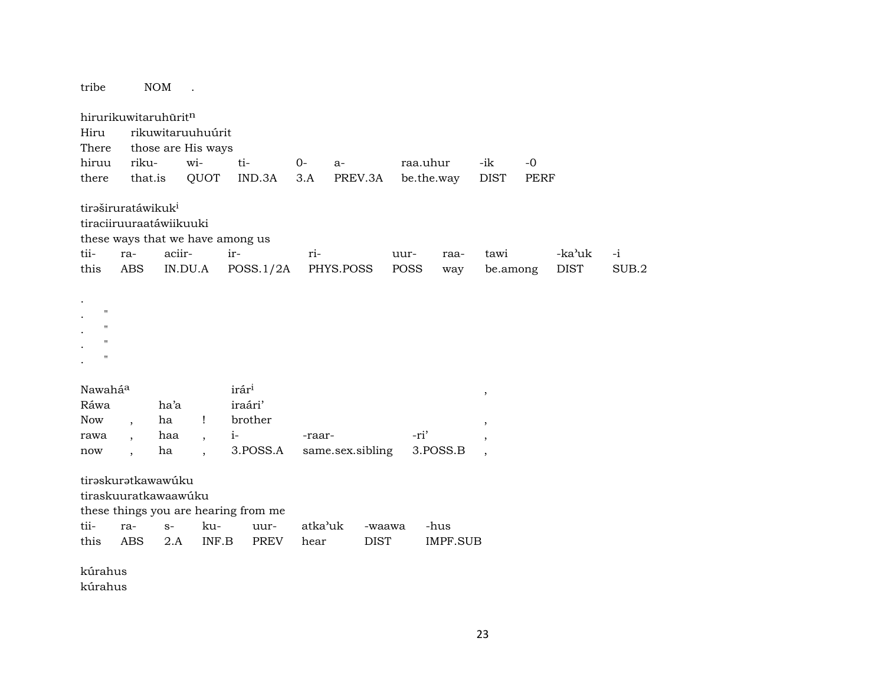tribe NOM .

hirurikuwitaruhūrit[n]
Hiru rikuwitaruuhuúrit
There those are His ways

| hiruu | riku- | wi- | ti- | 0- | a- | raa.uhur | -ik | -0 |
|---|---|---|---|---|---|---|---|---|
| there | that.is | QUOT | IND.3A | 3.A | PREV.3A | be.the.way | DIST | PERF |

tirəširuratáwikuk[i]
tiraciiruuraatáwiikuuki
these ways that we have among us

| tii- | ra- | aciir- | ir- | ri- | uur- | raa- | tawi | -ka’uk | -i |
|---|---|---|---|---|---|---|---|---|---|
| this | ABS | IN.DU.A | POSS.1/2A | PHYS.POSS | POSS | way | be.among | DIST | SUB.2 |

.
. "
. "
. "
. "

| Nawahá[a] | | | irár[i] | | | , |
|---|---|---|---|---|---|---|
| Ráwa | | ha’a | | iraári’ | | |
| Now | , | ha | ! | brother | | , |
| rawa | , | haa | , | i- | -raar- | -ri’ , |
| now | , | ha | , | 3.POSS.A | same.sex.sibling | 3.POSS.B , |

tirəskurətkawawúku
tiraskuuratkawaawúku
these things you are hearing from me

| tii- | ra- | s- | ku- | uur- | atka’uk | -waawa | -hus |
|---|---|---|---|---|---|---|---|
| this | ABS | 2.A | INF.B | PREV | hear | DIST | IMPF.SUB |

kúrahus
kúrahus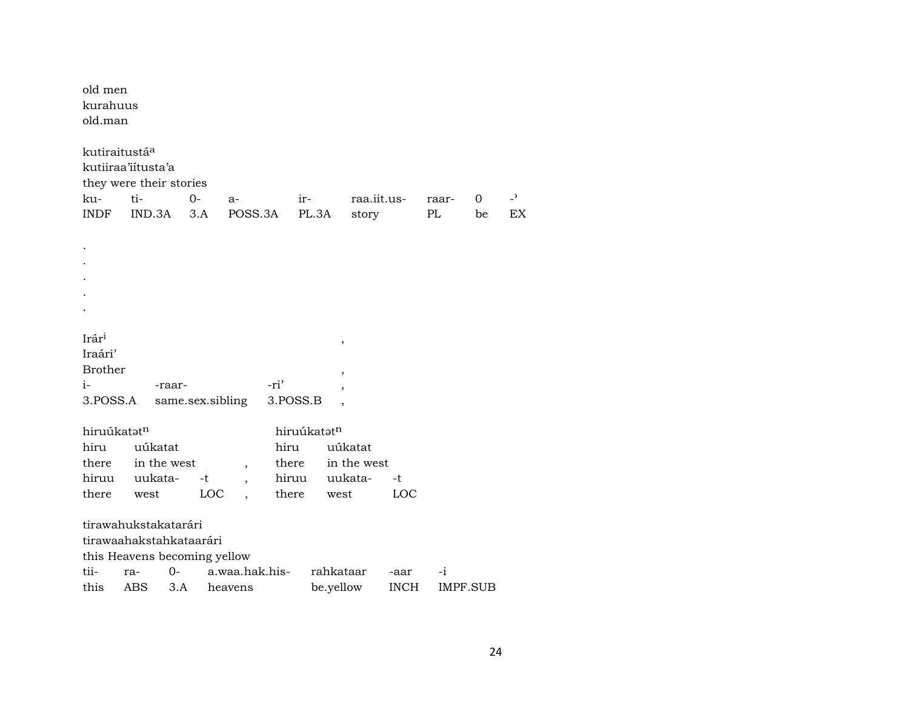old men
kurahuus
old.man

kutiraitustá[a]
kutiiraa'iítusta'a
they were their stories

| ku- | ti- | 0- | a- | ir- | raa.iit.us- | raar- | 0 | -' |
|---|---|---|---|---|---|---|---|---|
| INDF | IND.3A | 3.A | POSS.3A | PL.3A | story | PL | be | EX |

.
.
.
.
.

Irár[i] ,
Iraári'
Brother ,

| i- | -raar- | -ri' | , |
|---|---|---|---|
| 3.POSS.A | same.sex.sibling | 3.POSS.B | , |

hiruúkatət[n] hiruúkatət[n]

| hiru | uúkatat | | | hiru | uúkatat | |
|---|---|---|---|---|---|---|
| there | in the west | | , | there | in the west | |
| hiruu | uukata- | -t | , | hiruu | uukata- | -t |
| there | west | LOC | , | there | west | LOC |

tirawahukstakatarári
tirawaahakstahkataarári
this Heavens becoming yellow

| tii- | ra- | 0- | a.waa.hak.his- | rahkataar | -aar | -i |
|---|---|---|---|---|---|---|
| this | ABS | 3.A | heavens | be.yellow | INCH | IMPF.SUB |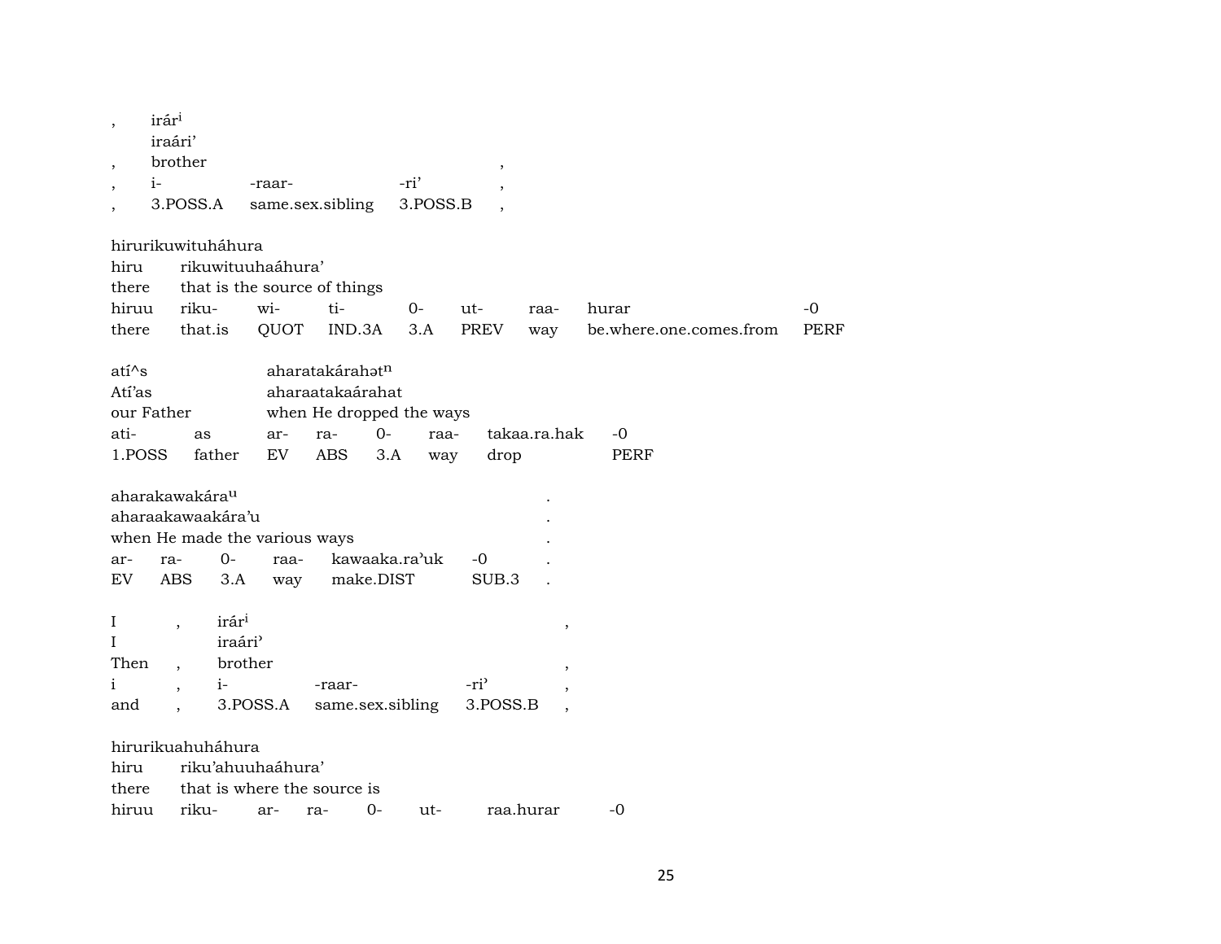| , | irár[i] | | | |
|---|---|---|---|---|
| | iraári’ | | | |
| , | brother | | | , |
| , | i- | -raar- | -ri’ | , |
| , | 3.POSS.A | same.sex.sibling | 3.POSS.B | , |

hirurikuwituháhura

| hiru | rikuwituuhaáhura’ | | | | | | | |
|---|---|---|---|---|---|---|---|---|
| there | that is the source of things | | | | | | | |
| hiruu | riku- | wi- | ti- | 0- | ut- | raa- | hurar | -0 |
| there | that.is | QUOT | IND.3A | 3.A | PREV | way | be.where.one.comes.from | PERF |

| atí^s | | aharatakárahət[n] | | | | | |
|---|---|---|---|---|---|---|---|
| Atí’as | | aharaatakaárahat | | | | | |
| our Father | | when He dropped the ways | | | | | |
| ati- | as | ar- | ra- | 0- | raa- | takaa.ra.hak | -0 |
| 1.POSS | father | EV | ABS | 3.A | way | drop | PERF |

| aharakawakára[u] | | | | | | . |
|---|---|---|---|---|---|---|
| aharaakawaakára’u | | | | | | . |
| when He made the various ways | | | | | | . |
| ar- | ra- | 0- | raa- | kawaaka.ra’uk | -0 | . |
| EV | ABS | 3.A | way | make.DIST | SUB.3 | . |

| I | , | irár[i] | | | , |
|---|---|---|---|---|---|
| I | | iraári’ | | | |
| Then | , | brother | | | , |
| i | , | i- | -raar- | -ri’ | , |
| and | , | 3.POSS.A | same.sex.sibling | 3.POSS.B | , |

hirurikuahuháhura

| hiru | riku’ahuuhaáhura’ | | | | | | |
|---|---|---|---|---|---|---|---|
| there | that is where the source is | | | | | | |
| hiruu | riku- | ar- | ra- | 0- | ut- | raa.hurar | -0 |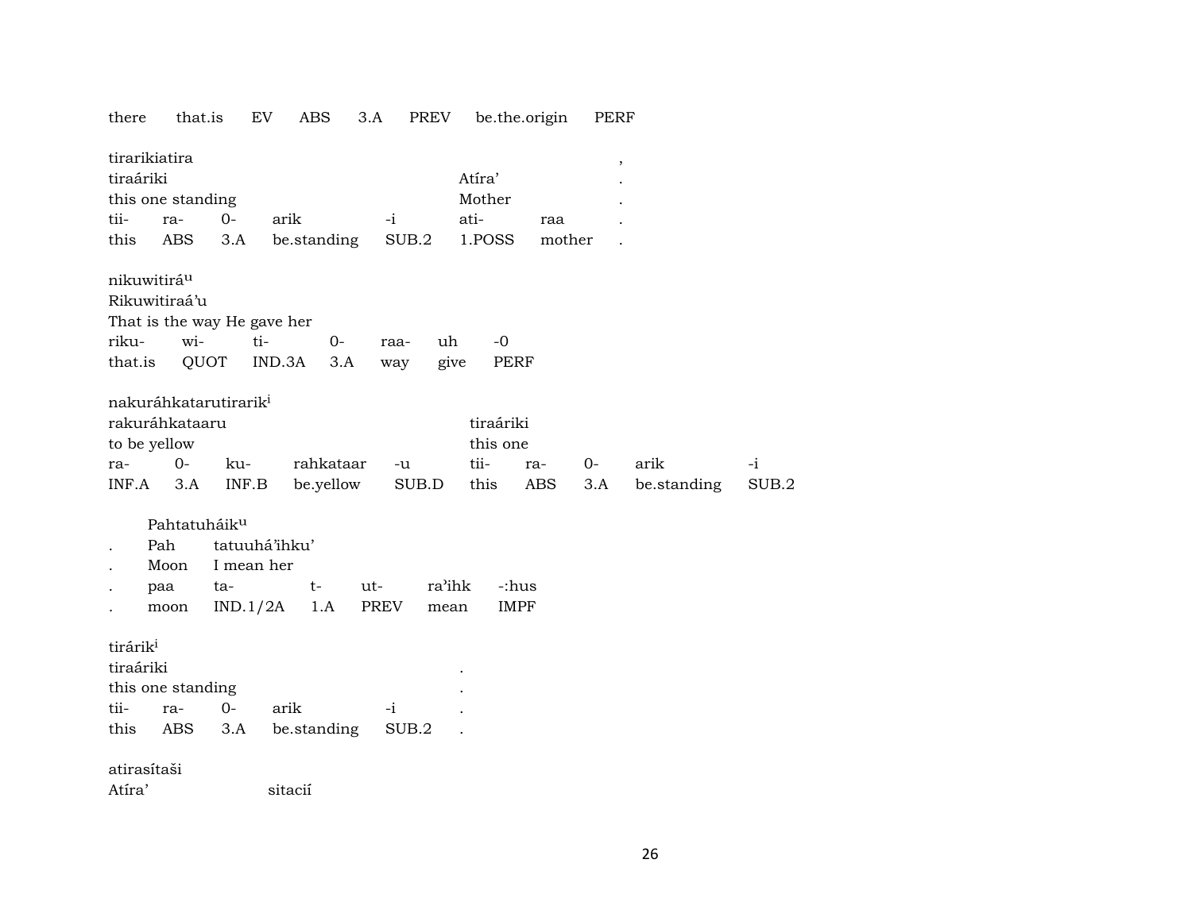| there | that.is | EV | ABS | 3.A | PREV | be.the.origin | PERF |
|---|---|---|---|---|---|---|---|

tirarikiatira ,

| tiraáriki | | | | | Atíra’ | | . |
|---|---|---|---|---|---|---|---|
| this one standing | | | | | Mother | | . |
| tii- | ra- | 0- | arik | -i | ati- | raa | . |
| this | ABS | 3.A | be.standing | SUB.2 | 1.POSS | mother | . |

nikuwitirá[u]

| Rikuwitiraá’u | | | | | | |
|---|---|---|---|---|---|---|
| That is the way He gave her | | | | | | |
| riku- | wi- | ti- | 0- | raa- | uh | -0 |
| that.is | QUOT | IND.3A | 3.A | way | give | PERF |

nakuráhkatarutirarik[i]

| rakuráhkataaru | | | | | tiraáriki | | | | |
|---|---|---|---|---|---|---|---|---|---|
| to be yellow | | | | | this one | | | | |
| ra- | 0- | ku- | rahkataar | -u | tii- | ra- | 0- | arik | -i |
| INF.A | 3.A | INF.B | be.yellow | SUB.D | this | ABS | 3.A | be.standing | SUB.2 |

Pahtatuháik[u]

| | | | | | | |
|---|---|---|---|---|---|---|
| . | Pah | tatuuhá’ihku’ | | | | |
| . | Moon | I mean her | | | | |
| . | paa | ta- | t- | ut- | ra’ihk | -:hus |
| . | moon | IND.1/2A | 1.A | PREV | mean | IMPF |

tirárik[i]

| tiraáriki | | | | | . |
|---|---|---|---|---|---|
| this one standing | | | | | . |
| tii- | ra- | 0- | arik | -i | . |
| this | ABS | 3.A | be.standing | SUB.2 | . |

atirasítaši

Atíra’ sitacií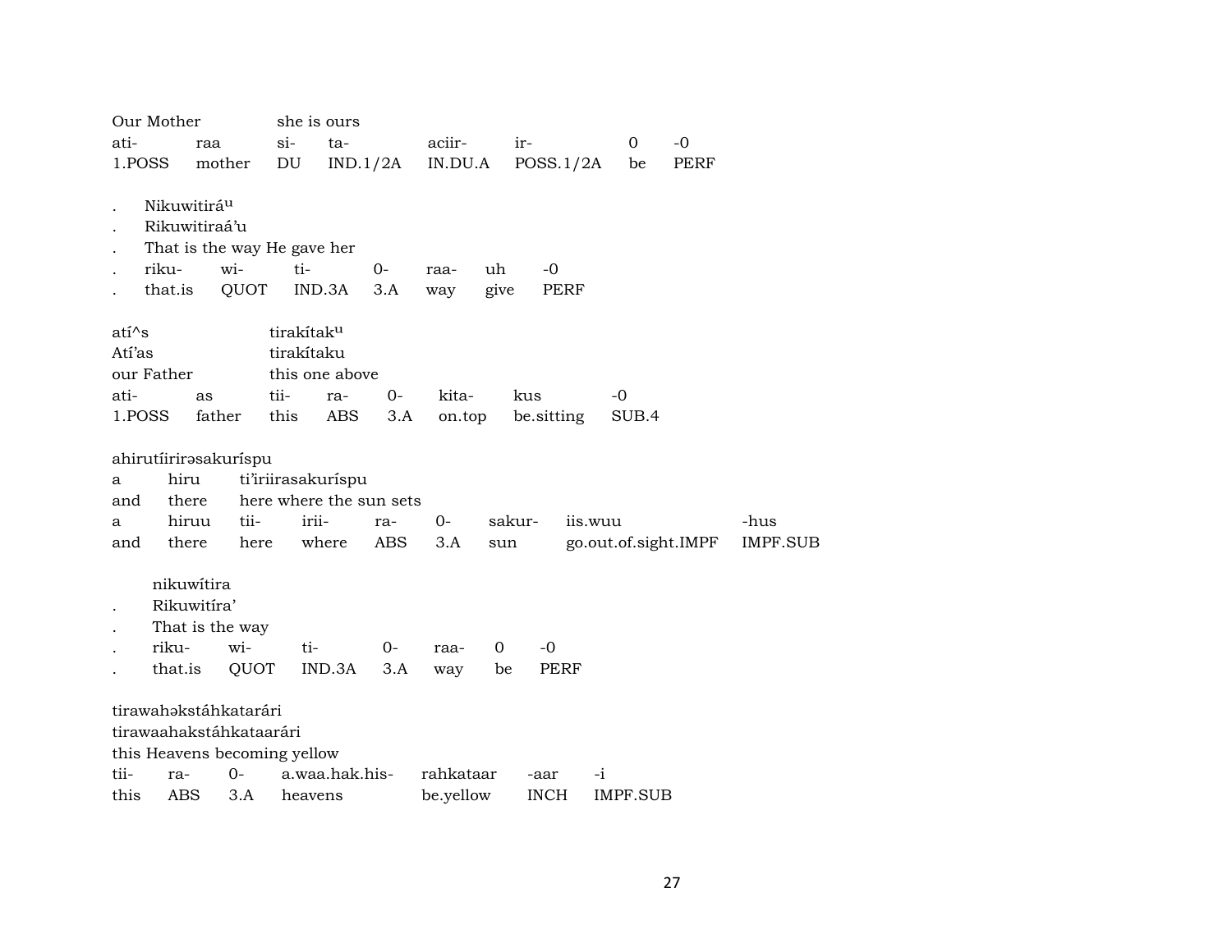| Our Mother | | she is ours | | | | | |
|---|---|---|---|---|---|---|---|
| ati- | raa | si- | ta- | aciir- | ir- | 0 | -0 |
| 1.POSS | mother | DU | IND.1/2A | IN.DU.A | POSS.1/2A | be | PERF |

. Nikuwitiráᵘ
. Rikuwitiraá'u
. That is the way He gave her

| . | riku- | wi- | ti- | 0- | raa- | uh | -0 |
|---|---|---|---|---|---|---|---|
| . | that.is | QUOT | IND.3A | 3.A | way | give | PERF |

atí^s — tirakítakᵘ
Atí'as — tirakítaku
our Father — this one above

| ati- | as | tii- | ra- | 0- | kita- | kus | -0 |
|---|---|---|---|---|---|---|---|
| 1.POSS | father | this | ABS | 3.A | on.top | be.sitting | SUB.4 |

ahirutíirirəsakuríspu

| a | hiru | ti'iriirasakurispu | | | | | | |
|---|---|---|---|---|---|---|---|---|
| and | there | here where the sun sets | | | | | | |
| a | hiruu | tii- | irii- | ra- | 0- | sakur- | iis.wuu | -hus |
| and | there | here | where | ABS | 3.A | sun | go.out.of.sight.IMPF | IMPF.SUB |

nikuwítira
. Rikuwitíra'
. That is the way

| . | riku- | wi- | ti- | 0- | raa- | 0 | -0 |
|---|---|---|---|---|---|---|---|
| . | that.is | QUOT | IND.3A | 3.A | way | be | PERF |

tirawahəkstáhkatarári
tirawaahakstáhkataarári
this Heavens becoming yellow

| tii- | ra- | 0- | a.waa.hak.his- | rahkataar | -aar | -i |
|---|---|---|---|---|---|---|
| this | ABS | 3.A | heavens | be.yellow | INCH | IMPF.SUB |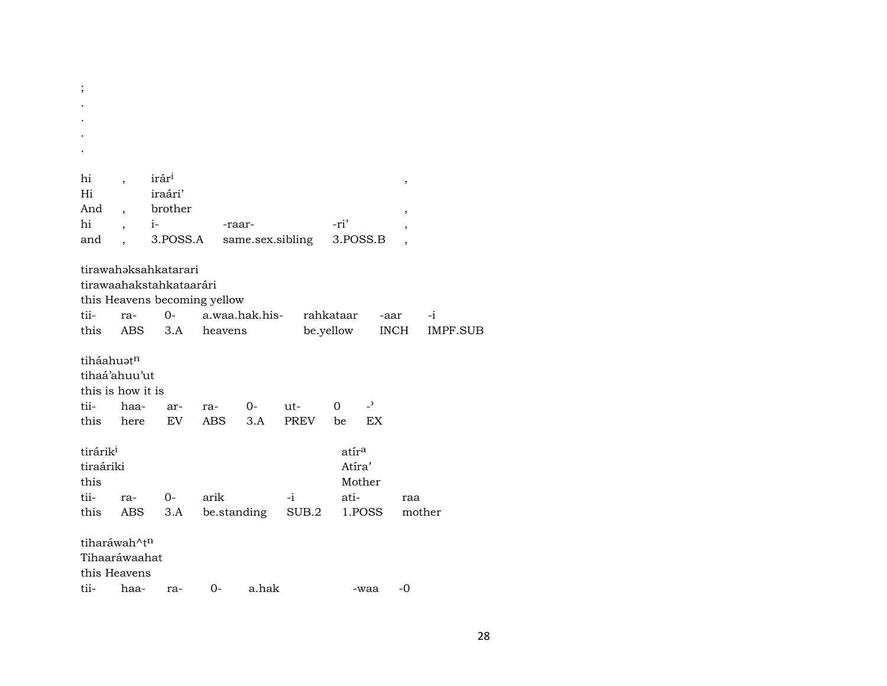;
.
.
.
.

| hi | , | irár[i] | | | , |
|---|---|---|---|---|---|
| Hi | | iraári’ | | | |
| And | , | brother | | | , |
| hi | , | i- | -raar- | -ri’ | , |
| and | , | 3.POSS.A | same.sex.sibling | 3.POSS.B | , |

tirawahəksahkatarari
tirawaahakstahkataarári
this Heavens becoming yellow

| tii- | ra- | 0- | a.waa.hak.his- | rahkataar | -aar | -i |
|---|---|---|---|---|---|---|
| this | ABS | 3.A | heavens | be.yellow | INCH | IMPF.SUB |

tiháahuət[n]
tihaá’ahuu’ut
this is how it is

| tii- | haa- | ar- | ra- | 0- | ut- | 0 | -ʾ |
|---|---|---|---|---|---|---|---|
| this | here | EV | ABS | 3.A | PREV | be | EX |

| tirárik[i] | | | | | atír[a] | |
|---|---|---|---|---|---|---|
| tiraáriki | | | | | Atíra’ | |
| this | | | | | Mother | |
| tii- | ra- | 0- | arik | -i | ati- | raa |
| this | ABS | 3.A | be.standing | SUB.2 | 1.POSS | mother |

tiharáwah^t[n]
Tihaaráwaahat
this Heavens

| tii- | haa- | ra- | 0- | a.hak | -waa | -0 |
|---|---|---|---|---|---|---|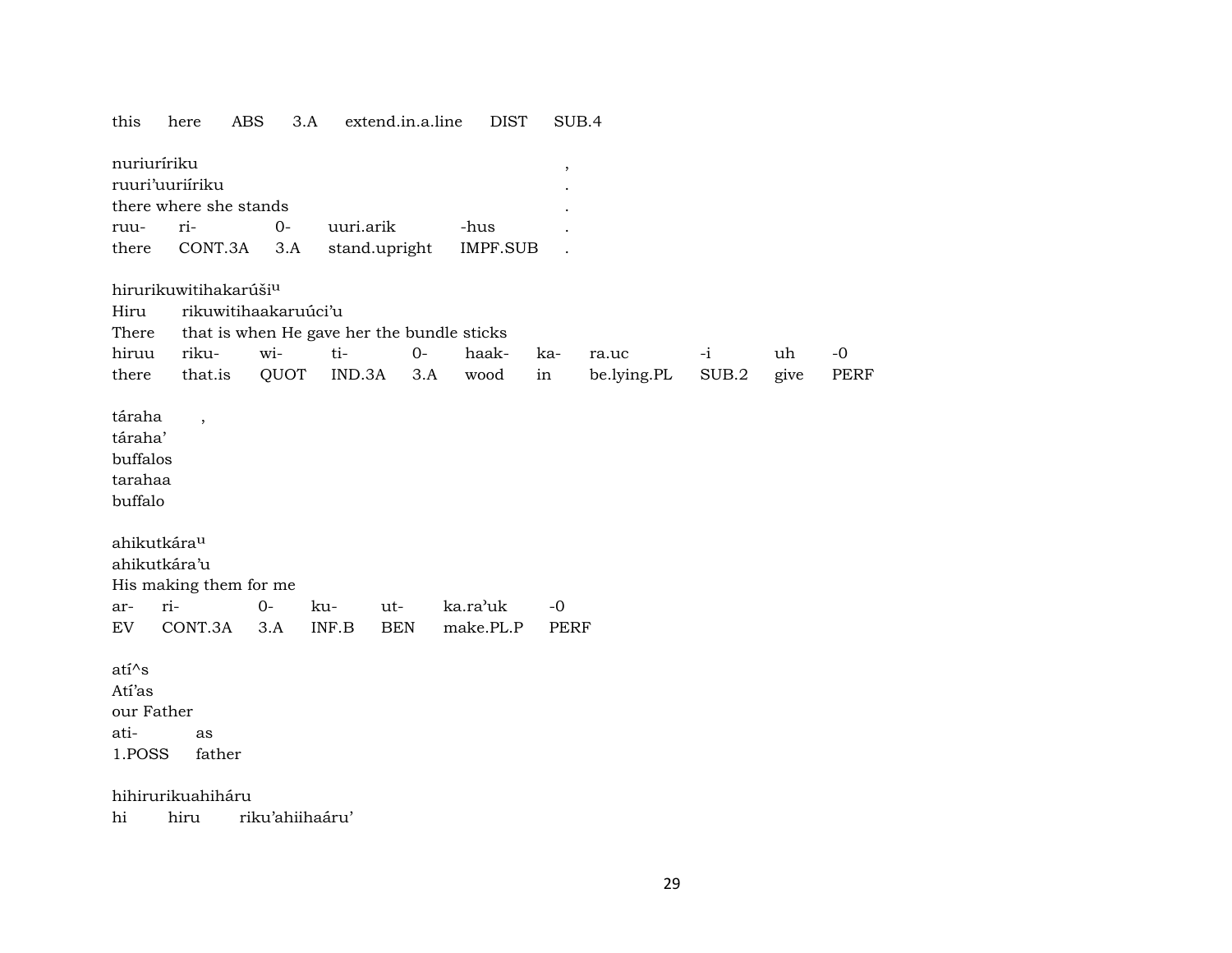this here ABS 3.A extend.in.a.line DIST SUB.4

nuriuríriku ,
ruuri'uuriíriku .
there where she stands .

| ruu- | ri- | 0- | uuri.arik | -hus | . |
|---|---|---|---|---|---|
| there | CONT.3A | 3.A | stand.upright | IMPF.SUB | . |

hirurikuwitihakarúši^u
Hiru rikuwitihaakaruúci'u
There that is when He gave her the bundle sticks

| hiruu | riku- | wi- | ti- | 0- | haak- | ka- | ra.uc | -i | uh | -0 |
|---|---|---|---|---|---|---|---|---|---|---|
| there | that.is | QUOT | IND.3A | 3.A | wood | in | be.lying.PL | SUB.2 | give | PERF |

táraha ,
táraha'
buffalos
tarahaa
buffalo

ahikutkára^u
ahikutkára'u
His making them for me

| ar- | ri- | 0- | ku- | ut- | ka.ra'uk | -0 |
|---|---|---|---|---|---|---|
| EV | CONT.3A | 3.A | INF.B | BEN | make.PL.P | PERF |

atí^s
Atí'as
our Father

| ati- | as |
|---|---|
| 1.POSS | father |

hihirurikuahiháru
hi hiru riku'ahiihaáru'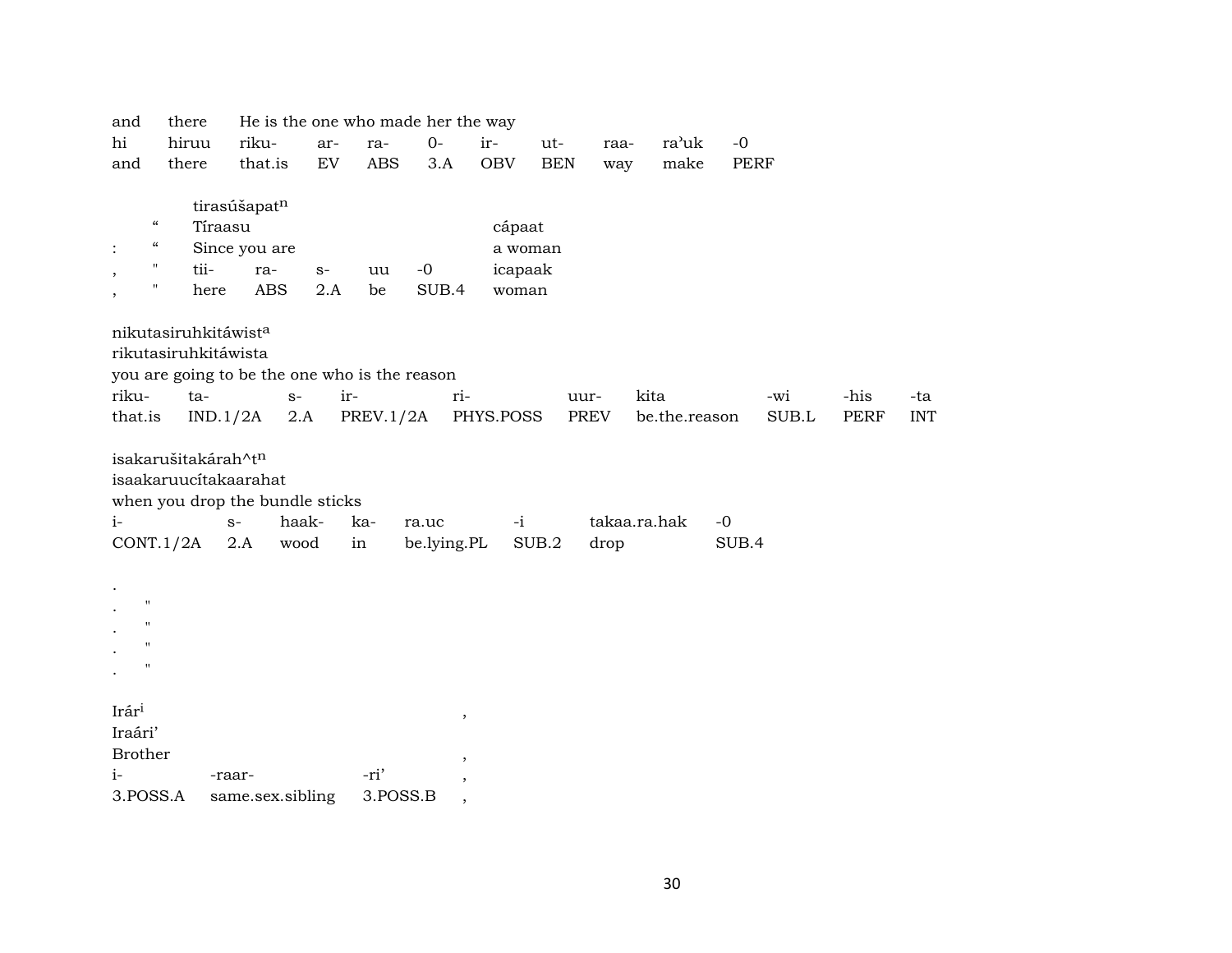| and | there | He is the one who made her the way | | | | | | | | |
|---|---|---|---|---|---|---|---|---|---|---|
| hi | hiruu | riku- | ar- | ra- | 0- | ir- | ut- | raa- | ra'uk | -0 |
| and | there | that.is | EV | ABS | 3.A | OBV | BEN | way | make | PERF |

| | | tirasúšapat[n] | | | | | |
|---|---|---|---|---|---|---|---|
| | “ | Tíraasu | | | | | cápaat |
| : | “ | Since you are | | | | | a woman |
| , | " | tii- | ra- | s- | uu | -0 | icapaak |
| , | " | here | ABS | 2.A | be | SUB.4 | woman |

nikutasiruhkitáwist[a]
rikutasiruhkitáwista
you are going to be the one who is the reason

| riku- | ta- | s- | ir- | ri- | uur- | kita | -wi | -his | -ta |
|---|---|---|---|---|---|---|---|---|---|
| that.is | IND.1/2A | 2.A | PREV.1/2A | PHYS.POSS | PREV | be.the.reason | SUB.L | PERF | INT |

isakarušitakárah^t[n]
isaakaruucítakaarahat
when you drop the bundle sticks

| i- | s- | haak- | ka- | ra.uc | -i | takaa.ra.hak | -0 |
|---|---|---|---|---|---|---|---|
| CONT.1/2A | 2.A | wood | in | be.lying.PL | SUB.2 | drop | SUB.4 |

.
. "
. "
. "
. "

| Irár[i] | | | , |
|---|---|---|---|
| Iraári' | | | |
| Brother | | | , |
| i- | -raar- | -ri' | , |
| 3.POSS.A | same.sex.sibling | 3.POSS.B | , |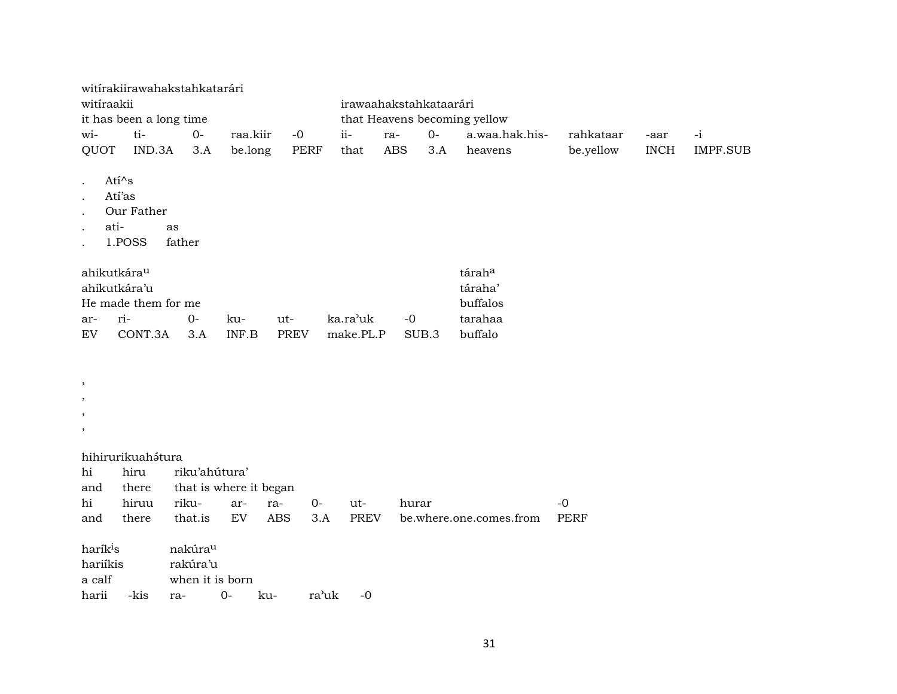witírakiirawahakstahkatarári

| witíraakii | | | | | irawaahakstahkataarári | | | | | | |
|---|---|---|---|---|---|---|---|---|---|---|---|
| it has been a long time | | | | | that Heavens becoming yellow | | | | | | |
| wi- | ti- | 0- | raa.kiir | -0 | ii- | ra- | 0- | a.waa.hak.his- | rahkataar | -aar | -i |
| QUOT | IND.3A | 3.A | be.long | PERF | that | ABS | 3.A | heavens | be.yellow | INCH | IMPF.SUB |

. Atí^s

. Atí'as

. Our Father

. ati- as

. 1.POSS father

| ahikutkára[u] | | | | | | | tárah[a] |
|---|---|---|---|---|---|---|---|
| ahikutkára'u | | | | | | | táraha' |
| He made them for me | | | | | | | buffalos |
| ar- | ri- | 0- | ku- | ut- | ka.ra'uk | -0 | tarahaa |
| EV | CONT.3A | 3.A | INF.B | PREV | make.PL.P | SUB.3 | buffalo |

,

,

,

,

hihirurikuahətura

| hi | hiru | riku'ahútura' | | | | | | |
|---|---|---|---|---|---|---|---|---|
| and | there | that is where it began | | | | | | |
| hi | hiruu | riku- | ar- | ra- | 0- | ut- | hurar | -0 |
| and | there | that.is | EV | ABS | 3.A | PREV | be.where.one.comes.from | PERF |

| haríк[i]s | | nakúra[u] | | | | |
|---|---|---|---|---|---|---|
| hariíkis | | rakúra'u | | | | |
| a calf | | when it is born | | | | |
| harii | -kis | ra- | 0- | ku- | ra'uk | -0 |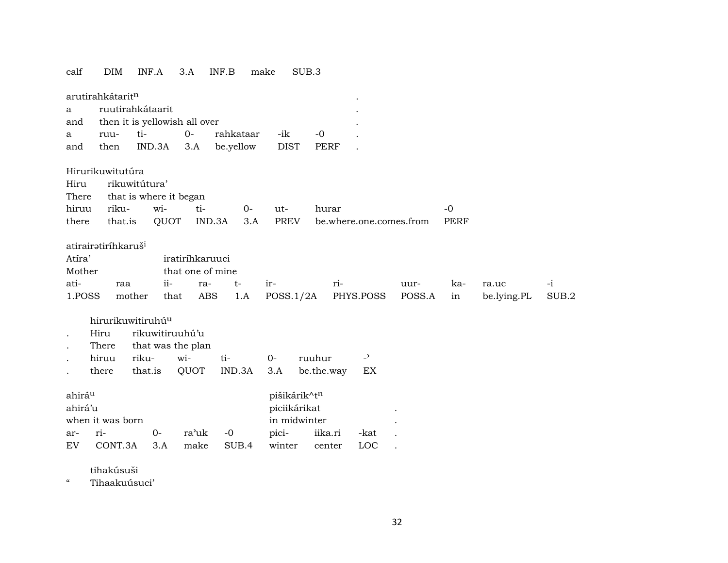calf DIM INF.A 3.A INF.B make SUB.3

| arutirahkátaritⁿ | | | | | | | . |
|---|---|---|---|---|---|---|---|
| a | ruutirahkátaarit | | | | | | . |
| and | then it is yellowish all over | | | | | | . |
| a | ruu- | ti- | 0- | rahkataar | -ik | -0 | . |
| and | then | IND.3A | 3.A | be.yellow | DIST | PERF | . |

| Hirurikuwitutúra | | | | | | | |
|---|---|---|---|---|---|---|---|
| Hiru | rikuwitútura’ | | | | | | |
| There | that is where it began | | | | | | |
| hiruu | riku- | wi- | ti- | 0- | ut- | hurar | -0 |
| there | that.is | QUOT | IND.3A | 3.A | PREV | be.where.one.comes.from | PERF |

| atirairətiríhkarušⁱ | | | | | | | | | | |
|---|---|---|---|---|---|---|---|---|---|---|
| Atíra’ | | iratiríhkaruuci | | | | | | | | |
| Mother | | that one of mine | | | | | | | | |
| ati- | raa | ii- | ra- | t- | ir- | ri- | uur- | ka- | ra.uc | -i |
| 1.POSS | mother | that | ABS | 1.A | POSS.1/2A | PHYS.POSS | POSS.A | in | be.lying.PL | SUB.2 |

| | hirurikuwitiruhúᵘ | | | | | |
|---|---|---|---|---|---|---|
| . | Hiru | rikuwitiruuhú’u | | | | |
| . | There | that was the plan | | | | |
| . | hiruu | riku- | wi- | ti- | 0- | ruuhur | -ʾ |
| . | there | that.is | QUOT | IND.3A | 3.A | be.the.way | EX |

| ahiráᵘ | | | | | pišikárik^tⁿ | | | |
|---|---|---|---|---|---|---|---|---|
| ahirá’u | | | | | piciikárikat | | | . |
| when it was born | | | | | in midwinter | | | . |
| ar- | ri- | 0- | ra’uk | -0 | pici- | iika.ri | -kat | . |
| EV | CONT.3A | 3.A | make | SUB.4 | winter | center | LOC | . |

| | tihakúsuši |
|---|---|
| “ | Tihaakuúsuci’ |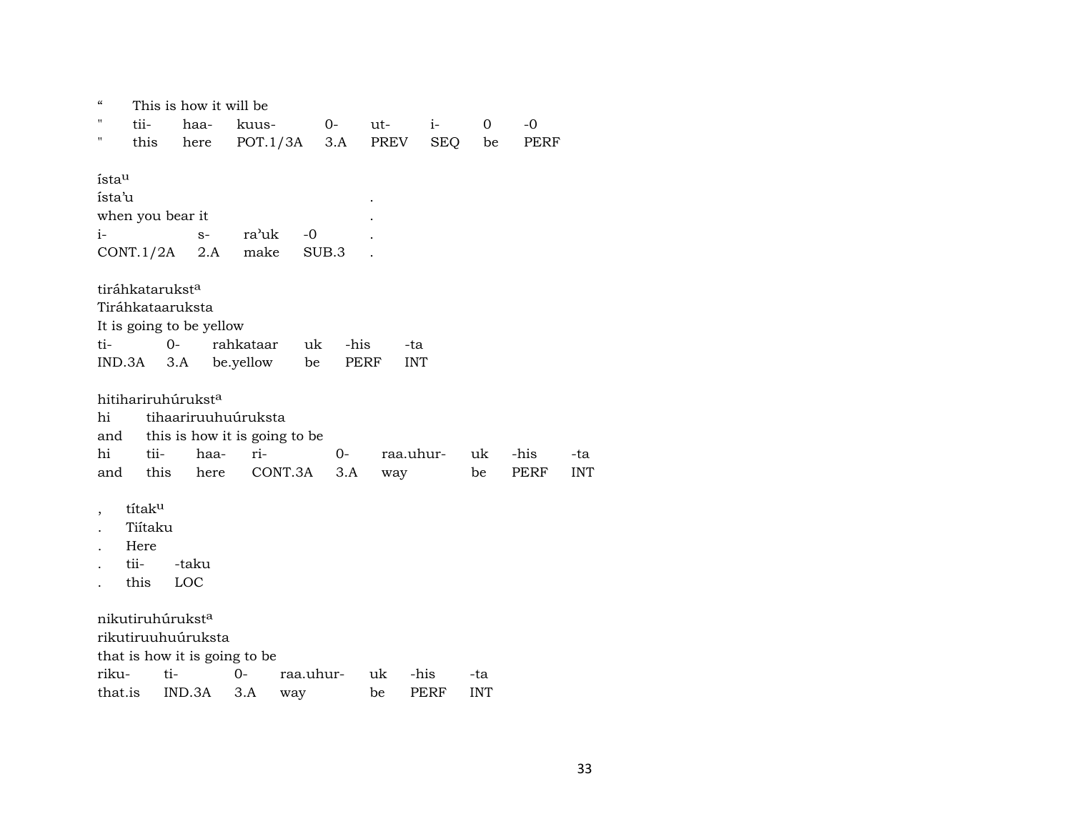“ This is how it will be

| " | tii- | haa- | kuus- | 0- | ut- | i- | 0 | -0 |
|---|---|---|---|---|---|---|---|---|
| " | this | here | POT.1/3A | 3.A | PREV | SEQ | be | PERF |

ístau

ísta’u .

when you bear it .

| i- | s- | ra’uk | -0 | . |
|---|---|---|---|---|
| CONT.1/2A | 2.A | make | SUB.3 | . |

tiráhkataruksta

Tiráhkataaruksta

It is going to be yellow

| ti- | 0- | rahkataar | uk | -his | -ta |
|---|---|---|---|---|---|
| IND.3A | 3.A | be.yellow | be | PERF | INT |

hitihariruhúruksta

hi tihaariruuhuúruksta

and this is how it is going to be

| hi | tii- | haa- | ri- | 0- | raa.uhur- | uk | -his | -ta |
|---|---|---|---|---|---|---|---|---|
| and | this | here | CONT.3A | 3.A | way | be | PERF | INT |

, títaku

. Tiítaku

. Here

| . | tii- | -taku |
|---|---|---|
| . | this | LOC |

nikutiruhúruksta

rikutiruuhuúruksta

that is how it is going to be

| riku- | ti- | 0- | raa.uhur- | uk | -his | -ta |
|---|---|---|---|---|---|---|
| that.is | IND.3A | 3.A | way | be | PERF | INT |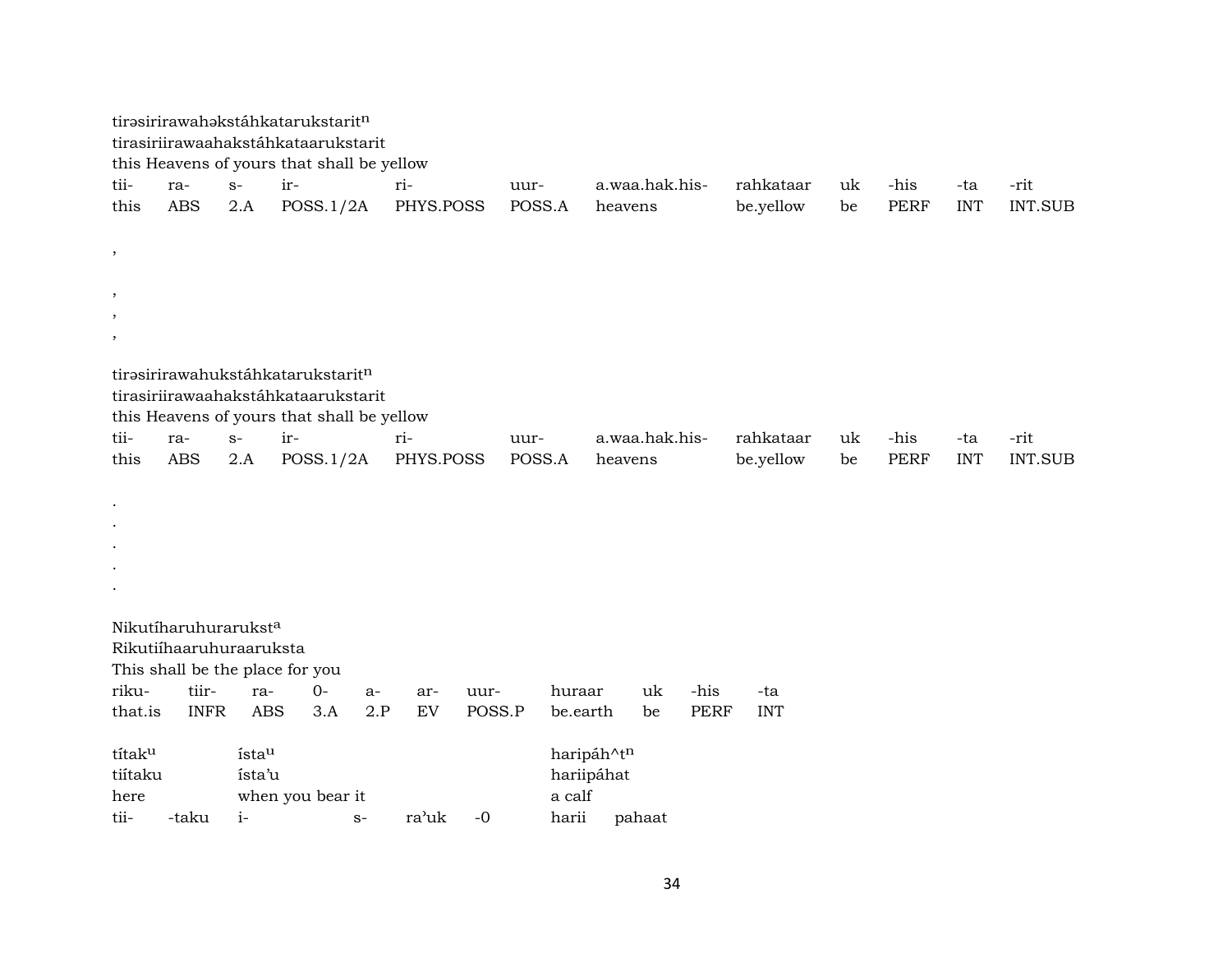tirəsirirawahəkstáhkatarukstarit[n]
tirasiriirawaahakstáhkataarukstarit
this Heavens of yours that shall be yellow

| tii- | ra- | s- | ir- | ri- | uur- | a.waa.hak.his- | rahkataar | uk | -his | -ta | -rit |
|---|---|---|---|---|---|---|---|---|---|---|---|
| this | ABS | 2.A | POSS.1/2A | PHYS.POSS | POSS.A | heavens | be.yellow | be | PERF | INT | INT.SUB |

,

,
,
,

tirəsirirawahukstáhkatarukstarit[n]
tirasiriirawaahakstáhkataarukstarit
this Heavens of yours that shall be yellow

| tii- | ra- | s- | ir- | ri- | uur- | a.waa.hak.his- | rahkataar | uk | -his | -ta | -rit |
|---|---|---|---|---|---|---|---|---|---|---|---|
| this | ABS | 2.A | POSS.1/2A | PHYS.POSS | POSS.A | heavens | be.yellow | be | PERF | INT | INT.SUB |

.
.
.
.
.

Nikutíharuhurarukst[a]
Rikutiíhaaruhuraaruksta
This shall be the place for you

| riku- | tiir- | ra- | 0- | a- | ar- | uur- | huraar | uk | -his | -ta |
|---|---|---|---|---|---|---|---|---|---|---|
| that.is | INFR | ABS | 3.A | 2.P | EV | POSS.P | be.earth | be | PERF | INT |

títak[u] ísta[u] haripáh^t[n]
tiítaku ísta'u hariipáhat
here when you bear it a calf

| tii- | -taku | i- | s- | ra'uk | -0 | harii | pahaat |
|---|---|---|---|---|---|---|---|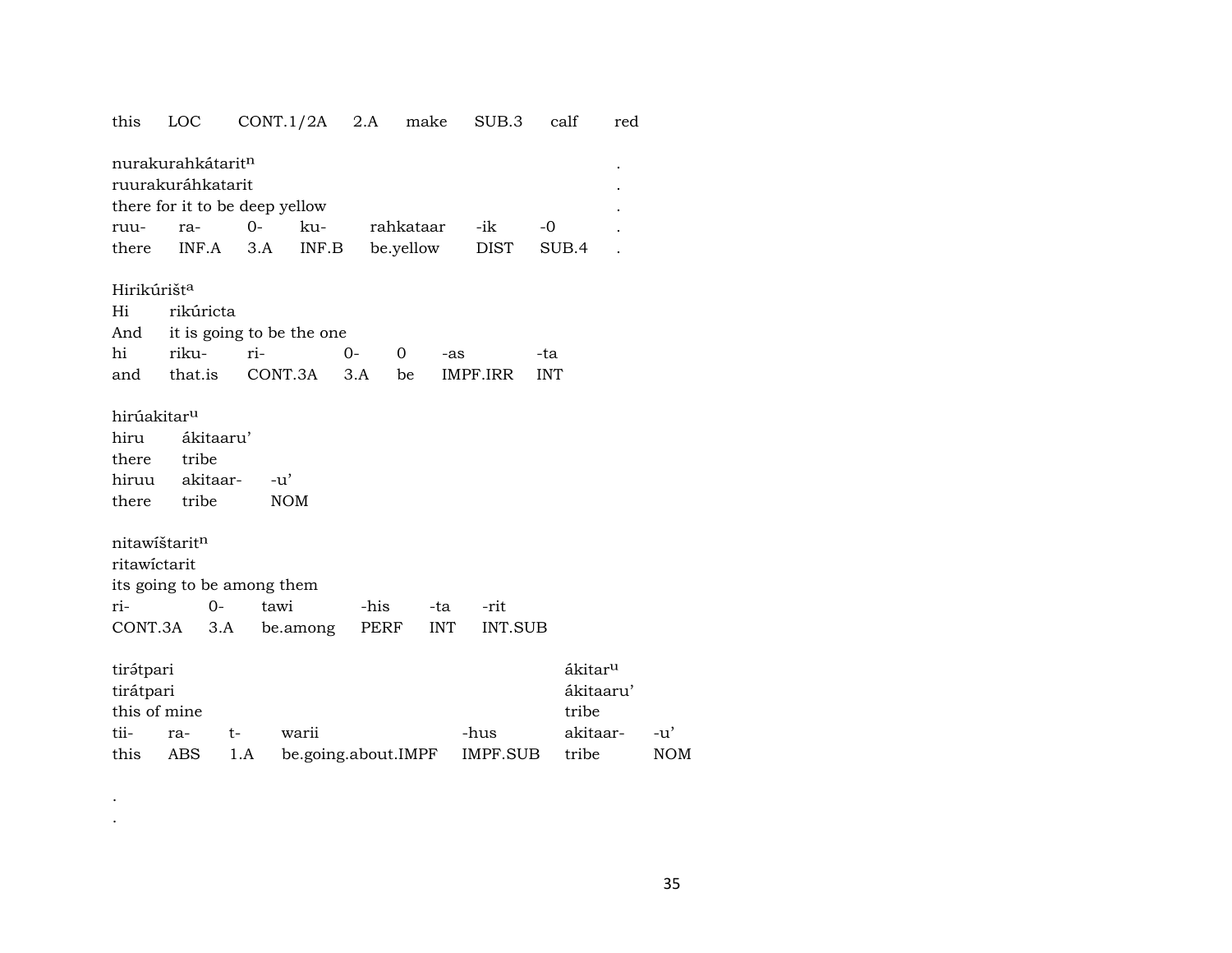this LOC CONT.1/2A 2.A make SUB.3 calf red

nurakurahkátarit[n] .
ruurakuráhkatarit .
there for it to be deep yellow .

| ruu- | ra- | 0- | ku- | rahkataar | -ik | -0 | . |
|---|---|---|---|---|---|---|---|
| there | INF.A | 3.A | INF.B | be.yellow | DIST | SUB.4 | . |

Hirikúrišt[a]

| Hi | rikúricta | | | | | |
|---|---|---|---|---|---|---|
| And | it is going to be the one | | | | | |
| hi | riku- | ri- | 0- | 0 | -as | -ta |
| and | that.is | CONT.3A | 3.A | be | IMPF.IRR | INT |

hirúakitar[u]

| hiru | ákitaaru’ | |
|---|---|---|
| there | tribe | |
| hiruu | akitaar- | -u’ |
| there | tribe | NOM |

nitawíštarit[n]
ritawíctarit
its going to be among them

| ri- | 0- | tawi | -his | -ta | -rit |
|---|---|---|---|---|---|
| CONT.3A | 3.A | be.among | PERF | INT | INT.SUB |

| tirə́tpari | | | | | ákitar[u] | |
|---|---|---|---|---|---|---|
| tirátpari | | | | | ákitaaru’ | |
| this of mine | | | | | tribe | |
| tii- | ra- | t- | warii | -hus | akitaar- | -u’ |
| this | ABS | 1.A | be.going.about.IMPF | IMPF.SUB | tribe | NOM |

.
.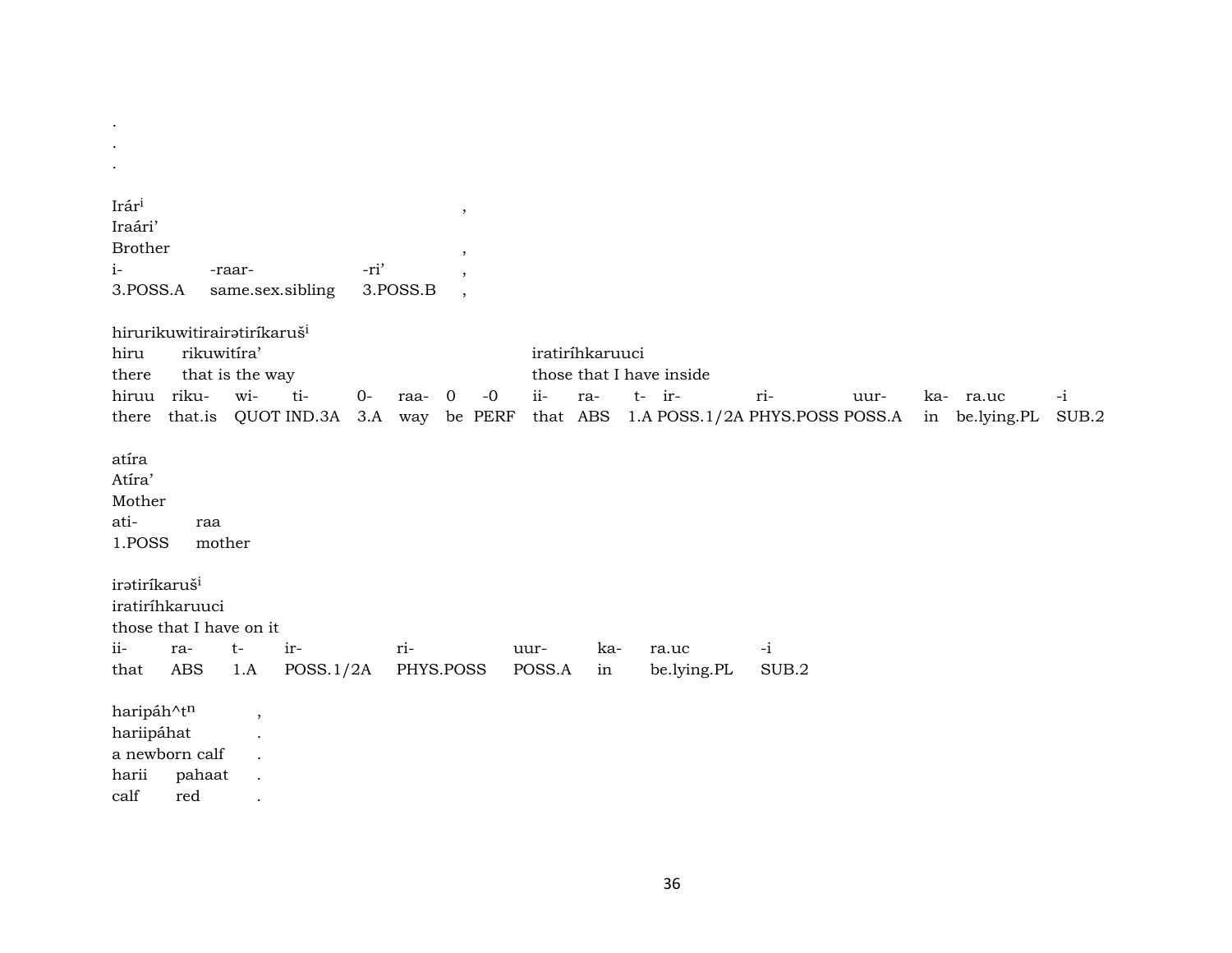.
.
.

Irár$^{i}$ ,
Iraári'
Brother ,

| i- | -raar- | -ri' | , |
|---|---|---|---|
| 3.POSS.A | same.sex.sibling | 3.POSS.B | , |

hirurikuwitirairətiríkaruš$^{i}$

hiru rikuwitíra' iratiríhkaruuci
there that is the way those that I have inside

| hiruu | riku- | wi- | ti- | 0- | raa- | 0 | -0 | ii- | ra- | t- | ir- | ri- | uur- | ka- | ra.uc | -i |
|---|---|---|---|---|---|---|---|---|---|---|---|---|---|---|---|---|
| there | that.is | QUOT | IND.3A | 3.A | way | be | PERF | that | ABS | 1.A | POSS.1/2A | PHYS.POSS | POSS.A | in | be.lying.PL | SUB.2 |

atíra
Atíra'
Mother

| ati- | raa |
|---|---|
| 1.POSS | mother |

irətiríkaruš$^{i}$
iratiríhkaruuci
those that I have on it

| ii- | ra- | t- | ir- | ri- | uur- | ka- | ra.uc | -i |
|---|---|---|---|---|---|---|---|---|
| that | ABS | 1.A | POSS.1/2A | PHYS.POSS | POSS.A | in | be.lying.PL | SUB.2 |

haripáh^t$^{n}$ ,
hariipáhat .
a newborn calf .

| harii | pahaat | . |
|---|---|---|
| calf | red | . |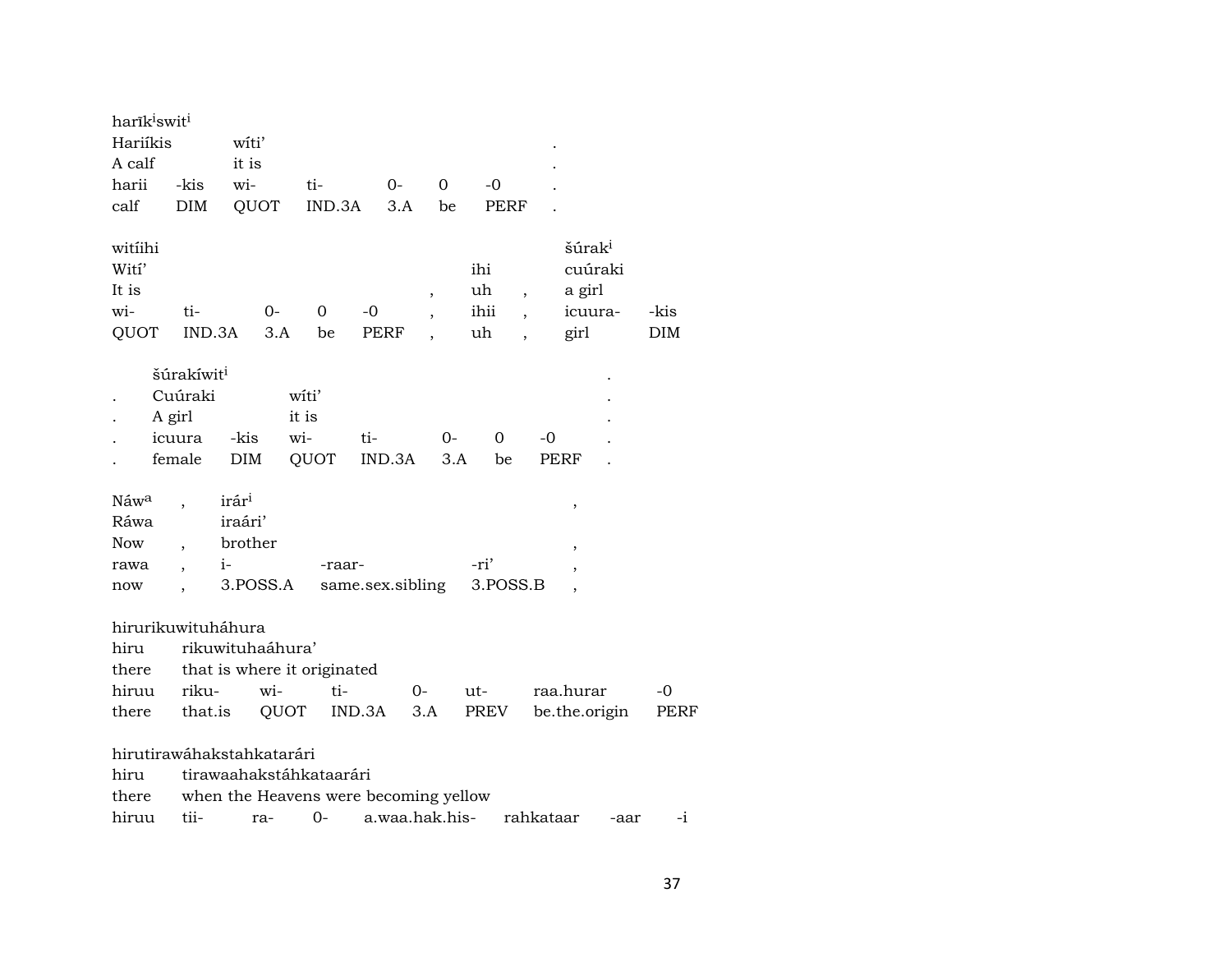harīk^i swit^i

| Hariíkis | | wíti’ | | | | | . |
|---|---|---|---|---|---|---|---|
| A calf | | it is | | | | | . |
| harii | -kis | wi- | ti- | 0- | 0 | -0 | . |
| calf | DIM | QUOT | IND.3A | 3.A | be | PERF | . |

| witíihi | | | | | | | | šúrak^i | |
|---|---|---|---|---|---|---|---|---|---|
| Wití’ | | | | | | ihi | | cuúraki | |
| It is | | | | | , | uh | , | a girl | |
| wi- | ti- | 0- | 0 | -0 | , | ihii | , | icuura- | -kis |
| QUOT | IND.3A | 3.A | be | PERF | , | uh | , | girl | DIM |

| | šúrakíwit^i | | | | | | | . |
|---|---|---|---|---|---|---|---|---|
| . | Cuúraki | | wíti’ | | | | | . |
| . | A girl | | it is | | | | | . |
| . | icuura | -kis | wi- | ti- | 0- | 0 | -0 | . |
| . | female | DIM | QUOT | IND.3A | 3.A | be | PERF | . |

| Náw^a | , | irár^i | | | , |
|---|---|---|---|---|---|
| Ráwa | | iraári’ | | | |
| Now | , | brother | | | , |
| rawa | , | i- | -raar- | -ri’ | , |
| now | , | 3.POSS.A | same.sex.sibling | 3.POSS.B | , |

hirurikuwituháhura

| hiru | rikuwituhaáhura’ | | | | | | |
|---|---|---|---|---|---|---|---|
| there | that is where it originated | | | | | | |
| hiruu | riku- | wi- | ti- | 0- | ut- | raa.hurar | -0 |
| there | that.is | QUOT | IND.3A | 3.A | PREV | be.the.origin | PERF |

hirutirawáhakstahkatarári

| hiru | tirawaahakstáhkataarári | | | | | | |
|---|---|---|---|---|---|---|---|
| there | when the Heavens were becoming yellow | | | | | | |
| hiruu | tii- | ra- | 0- | a.waa.hak.his- | rahkataar | -aar | -i |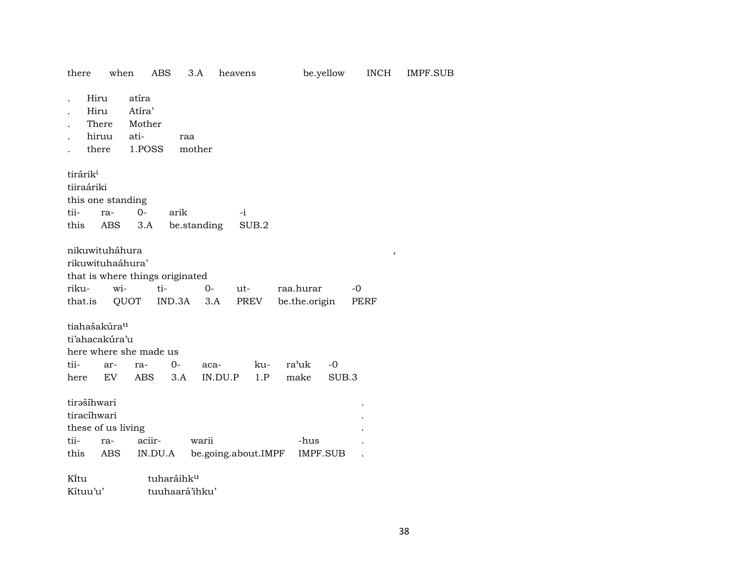| there | when | ABS | 3.A | heavens | be.yellow | INCH | IMPF.SUB |
|---|---|---|---|---|---|---|---|

| . | Hiru | atíra | |
|---|---|---|---|
| . | Hiru | Atíra’ | |
| . | There | Mother | |
| . | hiruu | ati- | raa |
| . | there | 1.POSS | mother |

tirárik[i]
tiiraáriki
this one standing

| tii- | ra- | 0- | arik | -i |
|---|---|---|---|---|
| this | ABS | 3.A | be.standing | SUB.2 |

nikuwituháhura ,
rikuwituhaáhura’
that is where things originated

| riku- | wi- | ti- | 0- | ut- | raa.hurar | -0 |
|---|---|---|---|---|---|---|
| that.is | QUOT | IND.3A | 3.A | PREV | be.the.origin | PERF |

tiahašakúra[u]
ti’ahacakúra’u
here where she made us

| tii- | ar- | ra- | 0- | aca- | ku- | ra’uk | -0 |
|---|---|---|---|---|---|---|---|
| here | EV | ABS | 3.A | IN.DU.P | 1.P | make | SUB.3 |

tirəšíhwari .
tiracíhwari .
these of us living .

| tii- | ra- | aciir- | warii | -hus | . |
|---|---|---|---|---|---|
| this | ABS | IN.DU.A | be.going.about.IMPF | IMPF.SUB | . |

| Kĭ́tu | tuharáihk[u] |
|---|---|
| Kítuu’u’ | tuuhaará’ihku’ |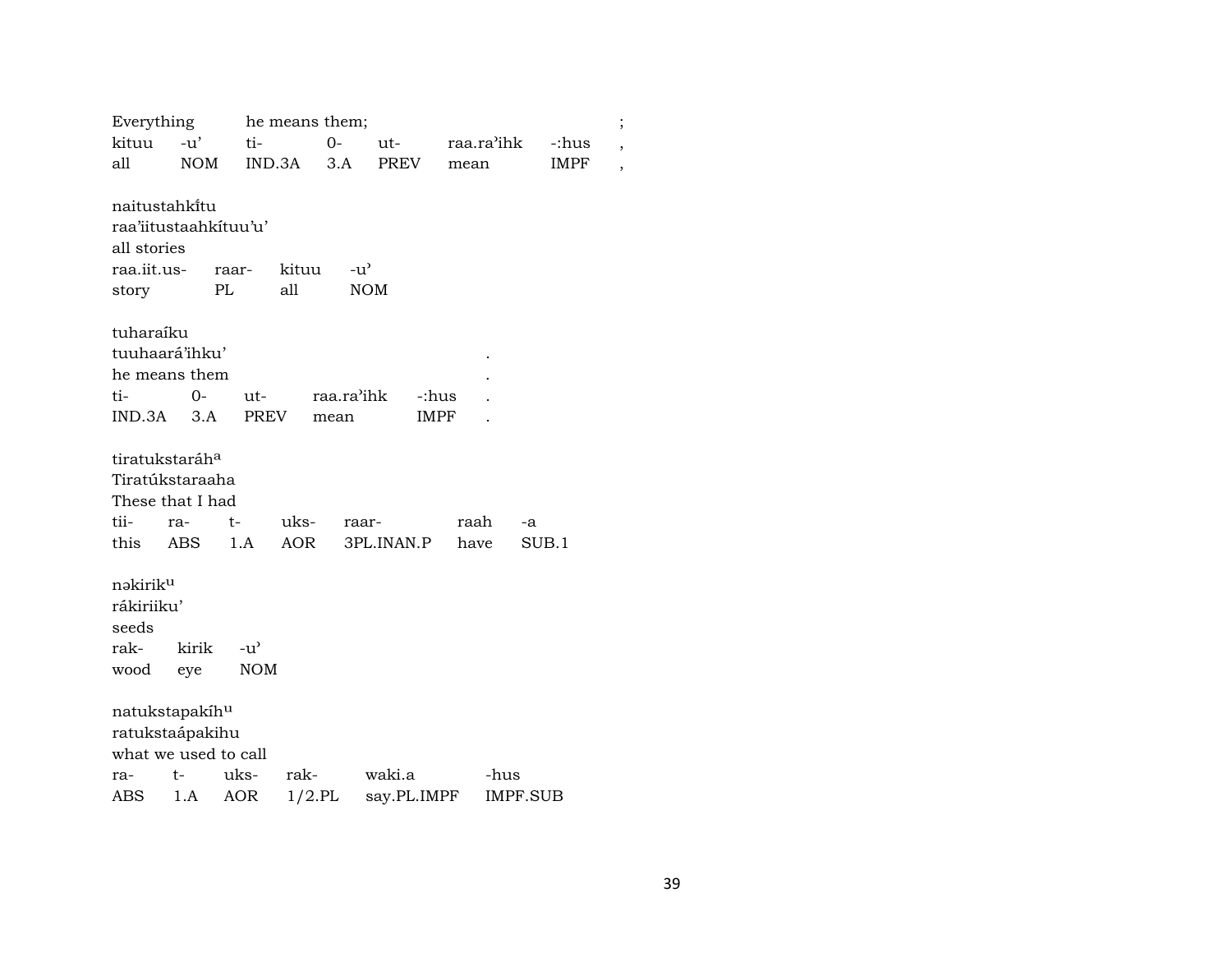| Everything | | he means them; | | | | | ; |
|---|---|---|---|---|---|---|---|
| kituu | -u' | ti- | 0- | ut- | raa.ra'ihk | -:hus | , |
| all | NOM | IND.3A | 3.A | PREV | mean | IMPF | , |

naitustahkítu
raa'iitustaahkítuu'u'
all stories

| raa.iit.us- | raar- | kituu | -u' |
|---|---|---|---|
| story | PL | all | NOM |

tuharaíku
tuuhaará'ihku'
he means them .

| ti- | 0- | ut- | raa.ra'ihk | -:hus | . |
|---|---|---|---|---|---|
| IND.3A | 3.A | PREV | mean | IMPF | . |

tiratukstaráh[a]
Tiratúkstaraaha
These that I had

| tii- | ra- | t- | uks- | raar- | raah | -a |
|---|---|---|---|---|---|---|
| this | ABS | 1.A | AOR | 3PL.INAN.P | have | SUB.1 |

nəkirik[u]
rákiriiku'
seeds

| rak- | kirik | -u' |
|---|---|---|
| wood | eye | NOM |

natukstapakíh[u]
ratukstaápakihu
what we used to call

| ra- | t- | uks- | rak- | waki.a | -hus |
|---|---|---|---|---|---|
| ABS | 1.A | AOR | 1/2.PL | say.PL.IMPF | IMPF.SUB |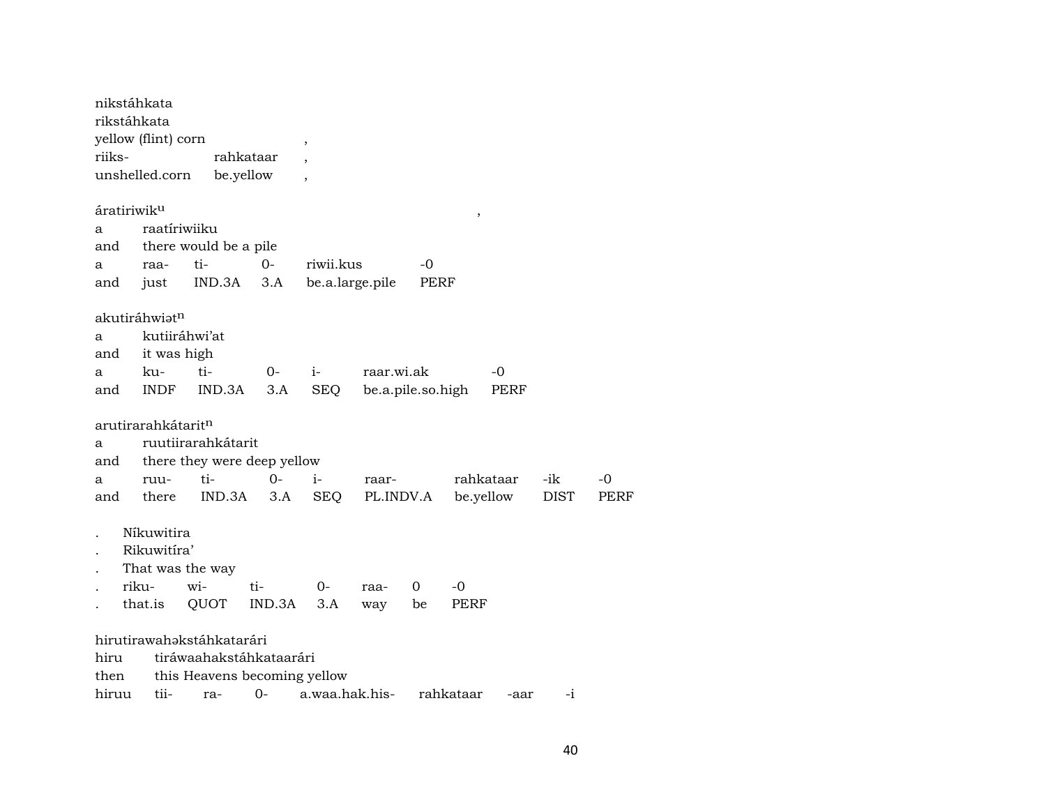nikstáhkata
rikstáhkata
yellow (flint) corn ,

| riiks- | rahkataar | , |
|---|---|---|
| unshelled.corn | be.yellow | , |

áratiriwik$^{u}$ ,
a raatíriwiiku
and there would be a pile

| a | raa- | ti- | 0- | riwii.kus | -0 |
|---|---|---|---|---|---|
| and | just | IND.3A | 3.A | be.a.large.pile | PERF |

akutiráhwiət$^{n}$
a kutiiráhwi'at
and it was high

| a | ku- | ti- | 0- | i- | raar.wi.ak | -0 |
|---|---|---|---|---|---|---|
| and | INDF | IND.3A | 3.A | SEQ | be.a.pile.so.high | PERF |

arutirarahkátarit$^{n}$
a ruutiirarahkátarit
and there they were deep yellow

| a | ruu- | ti- | 0- | i- | raar- | rahkataar | -ik | -0 |
|---|---|---|---|---|---|---|---|---|
| and | there | IND.3A | 3.A | SEQ | PL.INDV.A | be.yellow | DIST | PERF |

. Níkuwitira
. Rikuwitíra'
. That was the way

| . | riku- | wi- | ti- | 0- | raa- | 0 | -0 |
|---|---|---|---|---|---|---|---|
| . | that.is | QUOT | IND.3A | 3.A | way | be | PERF |

hirutirawahəkstáhkatarári
hiru tiráwaahakstáhkataarári
then this Heavens becoming yellow

| hiruu | tii- | ra- | 0- | a.waa.hak.his- | rahkataar | -aar | -i |
|---|---|---|---|---|---|---|---|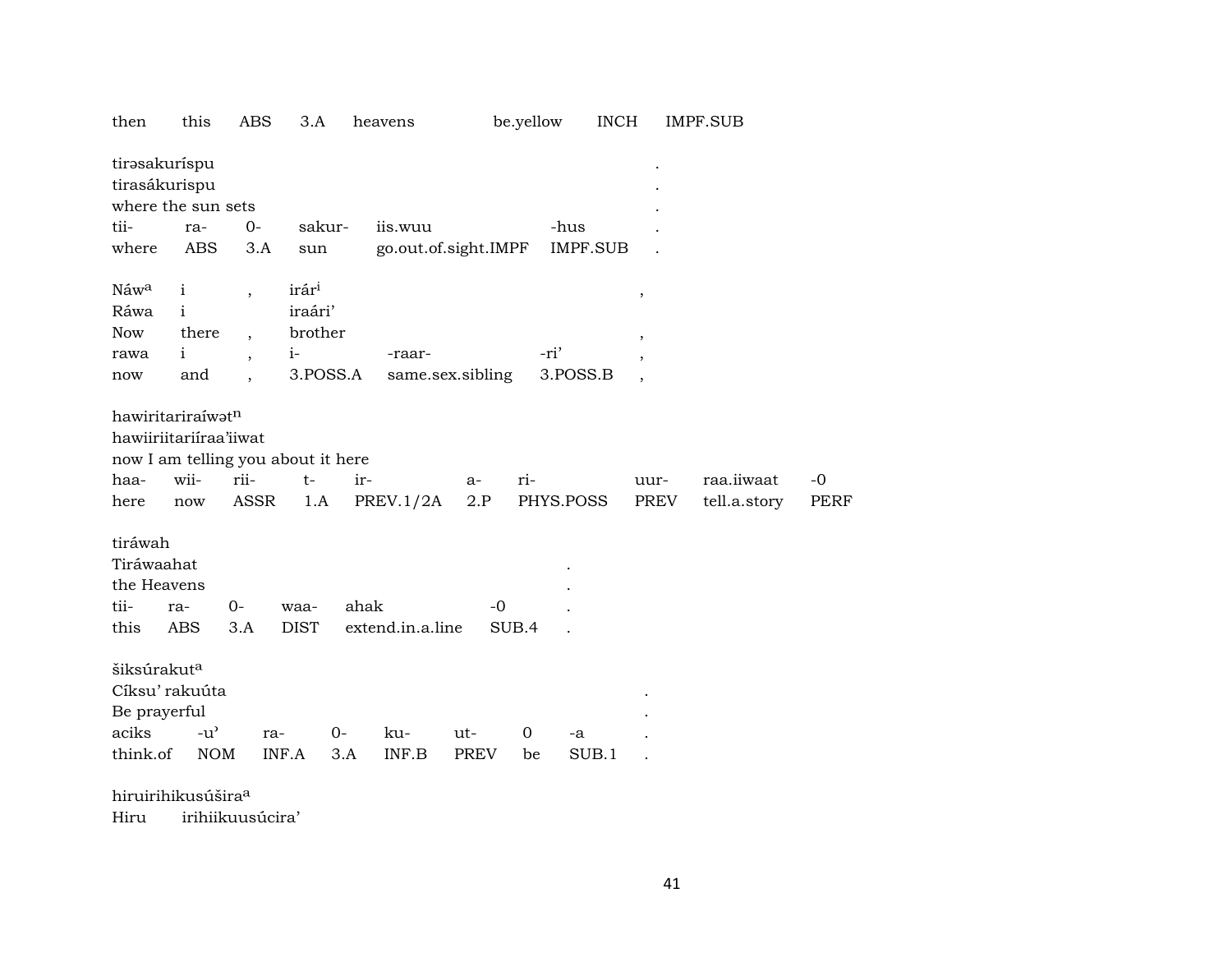then this ABS 3.A heavens be.yellow INCH IMPF.SUB

tirəsakuríspu .
tirasákurispu .
where the sun sets .
tii- ra- 0- sakur- iis.wuu -hus .
where ABS 3.A sun go.out.of.sight.IMPF IMPF.SUB .

Náw^a i , irár^i ,
Ráwa i iraári'
Now there , brother ,
rawa i , i- -raar- -ri' ,
now and , 3.POSS.A same.sex.sibling 3.POSS.B ,

hawiritariraíwət^n
hawiiriitariíraa'iiwat
now I am telling you about it here
haa- wii- rii- t- ir- a- ri- uur- raa.iiwaat -0
here now ASSR 1.A PREV.1/2A 2.P PHYS.POSS PREV tell.a.story PERF

tiráwah
Tiráwaahat .
the Heavens .
tii- ra- 0- waa- ahak -0 .
this ABS 3.A DIST extend.in.a.line SUB.4 .

šiksúrakut^a
Cíksu' rakuúta .
Be prayerful .
aciks -u' ra- 0- ku- ut- 0 -a .
think.of NOM INF.A 3.A INF.B PREV be SUB.1 .

hiruirihikusúšira^a
Hiru irihiikuusúcira'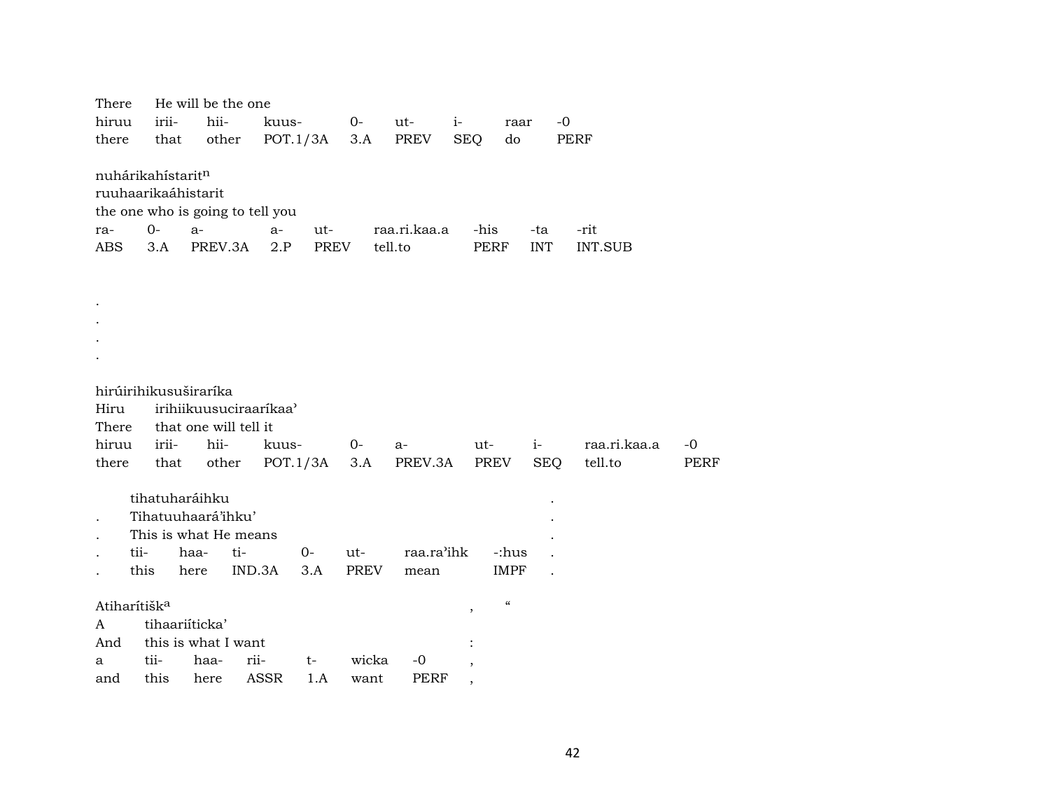There He will be the one

| hiruu | irii- | hii- | kuus- | 0- | ut- | i- | raar | -0 |
|---|---|---|---|---|---|---|---|---|
| there | that | other | POT.1/3A | 3.A | PREV | SEQ | do | PERF |

nuhárikahístarit$^{n}$

ruuhaarikaáhistarit

the one who is going to tell you

| ra- | 0- | a- | a- | ut- | raa.ri.kaa.a | -his | -ta | -rit |
|---|---|---|---|---|---|---|---|---|
| ABS | 3.A | PREV.3A | 2.P | PREV | tell.to | PERF | INT | INT.SUB |

.
.
.
.

hirúirihikusuširaríka

Hiru irihiikuusuciraarikaa'

There that one will tell it

| hiruu | irii- | hii- | kuus- | 0- | a- | ut- | i- | raa.ri.kaa.a | -0 |
|---|---|---|---|---|---|---|---|---|---|
| there | that | other | POT.1/3A | 3.A | PREV.3A | PREV | SEQ | tell.to | PERF |

tihatuharáihku .

. Tihatuuhaará'ihku' .

. This is what He means .

| . | tii- | haa- | ti- | 0- | ut- | raa.ra'ihk | -:hus | . |
|---|---|---|---|---|---|---|---|---|
| . | this | here | IND.3A | 3.A | PREV | mean | IMPF | . |

Atiharítišk$^{a}$ , “

A tihaariíticka'

And this is what I want :

| a | tii- | haa- | rii- | t- | wicka | -0 | , |
|---|---|---|---|---|---|---|---|
| and | this | here | ASSR | 1.A | want | PERF | , |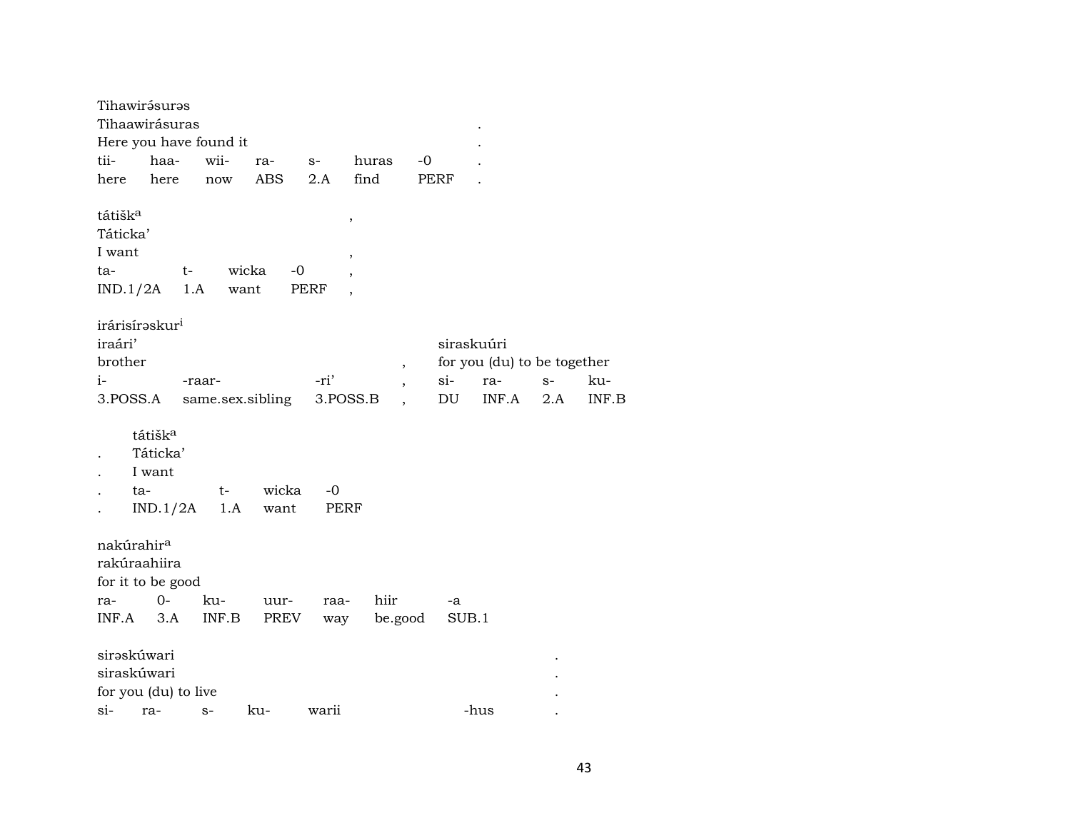Tihawirə́surəs
Tihaawirásuras .
Here you have found it .

| tii- | haa- | wii- | ra- | s- | huras | -0 | . |
|---|---|---|---|---|---|---|---|
| here | here | now | ABS | 2.A | find | PERF | . |

tátišk[a] ,
Táticka'
I want ,

| ta- | t- | wicka | -0 | , |
|---|---|---|---|---|
| IND.1/2A | 1.A | want | PERF | , |

irárisírəskur[i]
iraári' siraskuúri
brother , for you (du) to be together

| i- | -raar- | -ri' | , | si- | ra- | s- | ku- |
|---|---|---|---|---|---|---|---|
| 3.POSS.A | same.sex.sibling | 3.POSS.B | , | DU | INF.A | 2.A | INF.B |

tátišk[a]
. Táticka'
. I want

| . | ta- | t- | wicka | -0 |
|---|---|---|---|---|
| . | IND.1/2A | 1.A | want | PERF |

nakúrahir[a]
rakúraahiira
for it to be good

| ra- | 0- | ku- | uur- | raa- | hiir | -a |
|---|---|---|---|---|---|---|
| INF.A | 3.A | INF.B | PREV | way | be.good | SUB.1 |

sirəskúwari .
siraskúwari .
for you (du) to live .

| si- | ra- | s- | ku- | warii | -hus | . |
|---|---|---|---|---|---|---|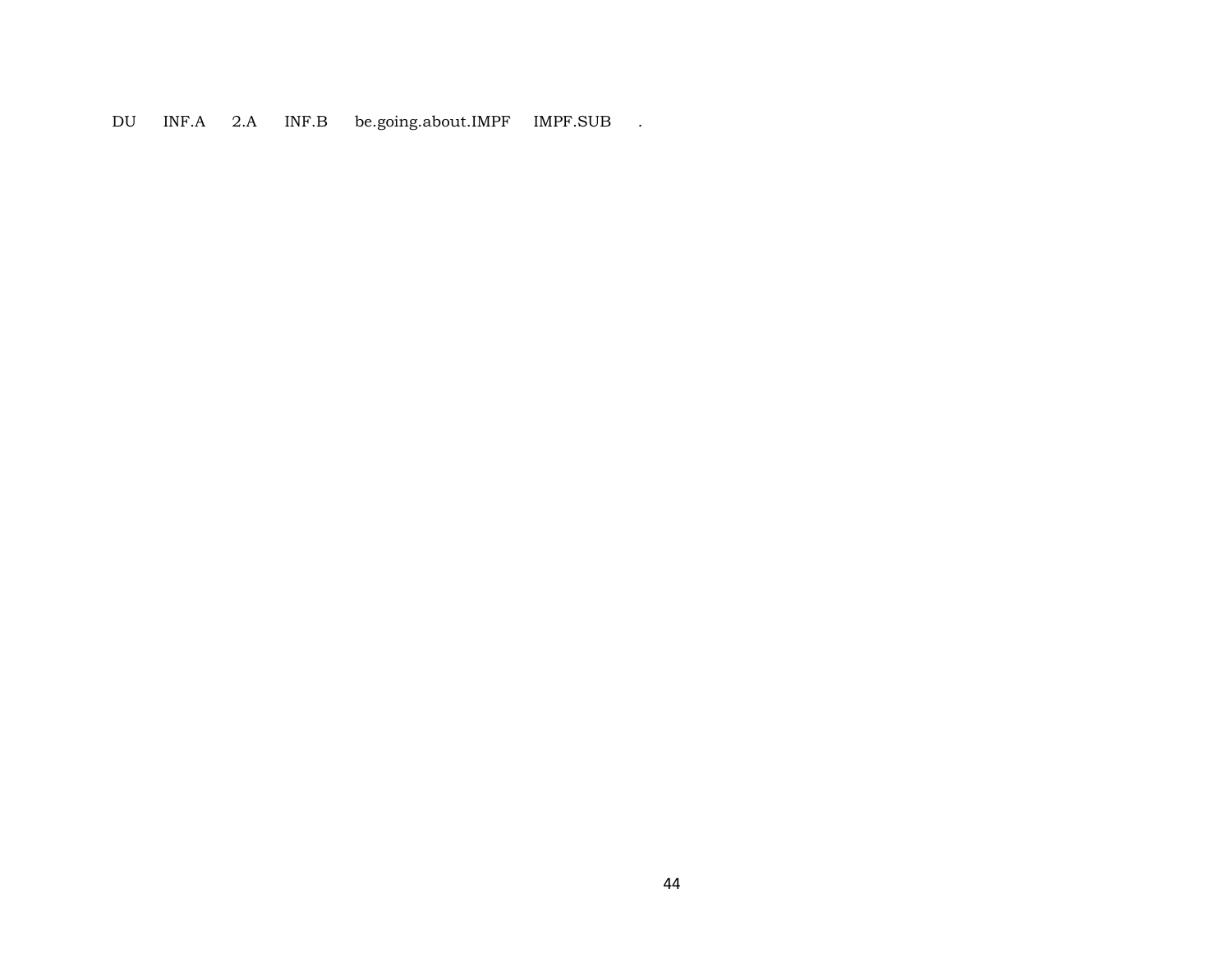DU INF.A 2.A INF.B be.going.about.IMPF IMPF.SUB .